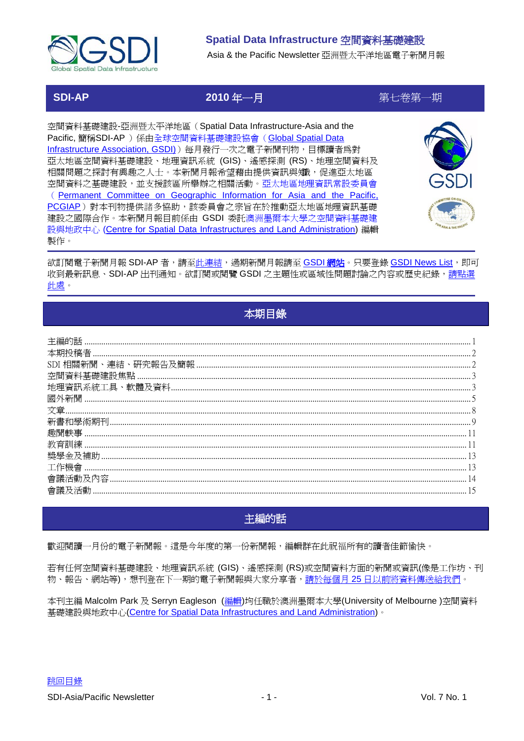Spatial Data Infrastructure 空間資料基礎建設

Asia & the Pacific Newsletter 亞洲暨太平洋地區電子新聞月報

**SDI-AP** | **2010 年一月** | 第七卷第一期

空間資料基礎建設-亞洲暨太平洋地區（Spatial Data Infrastructure-Asia and the Pacific, 簡稱SDI-AP ）係由全球空間資料基礎建設協會（Global Spatial Data Infrastructure Association, GSDI）每月發行一次之電子新聞刊物，目標讀者為對亞太地區空間資料基礎建設、地理資訊系統 (GIS)、遙感探測 (RS)、地理空間資料及相關問題之探討有興趣之人士。本新聞月報希望藉由提供資訊與知識，促進亞太地區空間資料之基礎建設，並支援該區所舉辦之相關活動。亞太地區地理資訊常設委員會（Permanent Committee on Geographic Information for Asia and the Pacific, PCGIAP）對本刊物提供諸多協助，該委員會之宗旨在於推動亞太地區地理資訊基礎建設之國際合作。本新聞月報目前係由 GSDI 委託澳洲墨爾本大學之空間資料基礎建設與地政中心 (Centre for Spatial Data Infrastructures and Land Administration) 編輯製作。

欲訂閱電子新聞月報 SDI-AP 者，請至此連結，過期新聞月報請至 GSDI 網站。只要登錄 GSDI News List，即可收到最新訊息、SDI-AP 出刊通知。欲訂閱或閱覽 GSDI 之主題性或區域性問題討論之內容或歷史紀錄，請點選此處。

## 本期目錄

主編的話 ........ 1
本期投稿者 ........ 2
SDI 相關新聞、連結、研究報告及簡報 ........ 2
空間資料基礎建設焦點 ........ 3
地理資訊系統工具、軟體及資料 ........ 3
國外新聞 ........ 5
文章 ........ 8
新書和學術期刊 ........ 9
趣聞軼事 ........ 11
教育訓練 ........ 11
獎學金及補助 ........ 13
工作機會 ........ 13
會議活動及內容 ........ 14
會議及活動 ........ 15

## 主編的話

歡迎閱讀一月份的電子新聞報。這是今年度的第一份新聞報，編輯群在此祝福所有的讀者佳節愉快。

若有任何空間資料基礎建設、地理資訊系統 (GIS)、遙感探測 (RS)或空間資料方面的新聞或資訊((像是工作坊、刊物、報告、網站等)，想刊登在下一期的電子新聞報與大家分享者，請於每個月 25 日以前將資料傳送給我們。

本刊主編 Malcolm Park 及 Serryn Eagleson (編輯)均任職於澳洲墨爾本大學(University of Melbourne )空間資料基礎建設與地政中心(Centre for Spatial Data Infrastructures and Land Administration)。

跳回目錄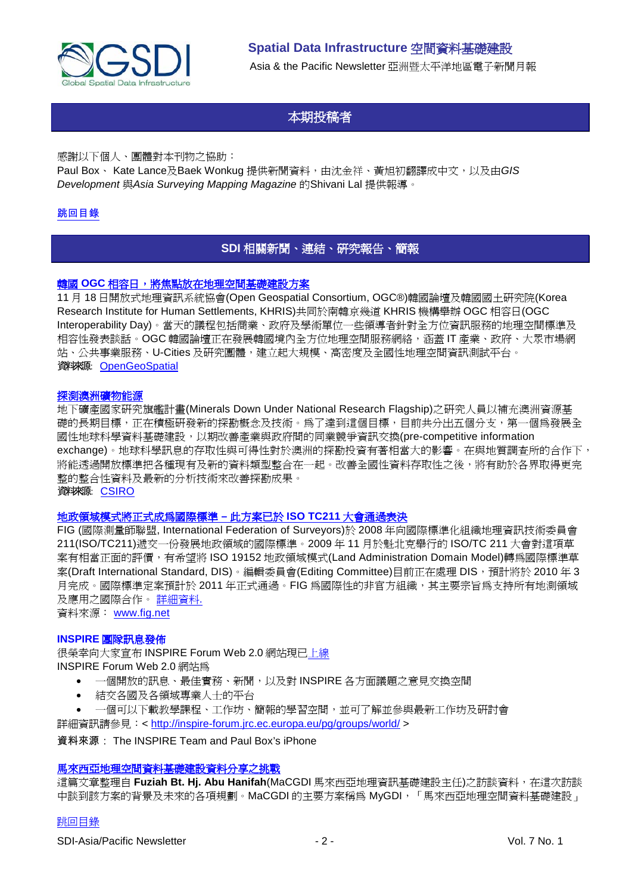## 本期投稿者

感謝以下個人、團體對本刊物之協助：

Paul Box、 Kate Lance及Baek Wonkug 提供新聞資料，由沈金祥、黃旭初翻譯成中文，以及由*GIS Development* 與*Asia Surveying Mapping Magazine* 的Shivani Lal 提供報導。

跳回目錄

## SDI 相關新聞、連結、研究報告、簡報

### 韓國 OGC 相容日，將焦點放在地理空間基礎建設方案

11 月 18 日開放式地理資訊系統協會(Open Geospatial Consortium, OGC®)韓國論壇及韓國國土研究院(Korea Research Institute for Human Settlements, KHRIS)共同於南韓京畿道 KHRIS 機構舉辦 OGC 相容日(OGC Interoperability Day)。當天的議程包括商業、政府及學術單位一些領導者針對全方位資訊服務的地理空間標準及相容性發表談話。OGC 韓國論壇正在發展韓國境內全方位地理空間服務網絡，涵蓋 IT 產業、政府、大眾市場網站、公共事業服務、U-Cities 及研究團體，建立起大規模、高密度及全國性地理空間資訊測試平台。

**資料來源**: OpenGeoSpatial

### 探測澳洲礦物能源

地下礦產國家研究旗艦計畫(Minerals Down Under National Research Flagship)之研究人員以補充澳洲資源基礎的長期目標，正在積極研發新的探勘概念及技術。為了達到這個目標，目前共分出五個分支，第一個為發展全國性地球科學資料基礎建設，以期改善產業與政府間的同業競爭資訊交換(pre-competitive information exchange)。地球科學訊息的存取性與可得性對於澳洲的探勘投資有著相當大的影響。在與地質調查所的合作下，將能透過開放標準把各種現有及新的資料類型整合在一起。改善全國性資料存取性之後，將有助於各界取得更完整的整合性資料及最新的分析技術來改善探勘成果。

**資料來源**: CSIRO

### 地政領域模式將正式成為國際標準 – 此方案已於 ISO TC211 大會通過表決

FIG (國際測量師聯盟, International Federation of Surveyors)於 2008 年向國際標準化組織地理資訊技術委員會 211(ISO/TC211)遞交一份發展地政領域的國際標準。2009 年 11 月於魁北克舉行的 ISO/TC 211 大會對這項草案有相當正面的評價，有希望將 ISO 19152 地政領域模式(Land Administration Domain Model)轉為國際標準草案(Draft International Standard, DIS)。編輯委員會(Editing Committee)目前正在處理 DIS，預計將於 2010 年 3 月完成。國際標準定案預計於 2011 年正式通過。FIG 為國際性的非官方組織，其主要宗旨為支持所有地測領域及應用之國際合作。 詳細資料.

資料來源： www.fig.net

### INSPIRE 國際訊息發佈

很榮幸向大家宣布 INSPIRE Forum Web 2.0 網站現已上線

INSPIRE Forum Web 2.0 網站為

- 一個開放的訊息、最佳實務、新聞，以及對 INSPIRE 各方面議題之意見交換空間
- 結交各國及各領域專業人士的平台
- 一個可以下載教學課程、工作坊、簡報的學習空間，並可了解並參與最新工作坊及研討會

詳細資訊請參見：< http://inspire-forum.jrc.ec.europa.eu/pg/groups/world/ >

**資料來源**： The INSPIRE Team and Paul Box's iPhone

### 馬來西亞地理空間資料基礎建設資料分享之挑戰

這篇文章整理自 **Fuziah Bt. Hj. Abu Hanifah**(MaCGDI 馬來西亞地理資訊基礎建設主任)之訪談資料，在這次訪談中談到該方案的背景及未來的各項規劃。MaCGDI 的主要方案稱為 MyGDI，「馬來西亞地理空間資料基礎建設」

跳回目錄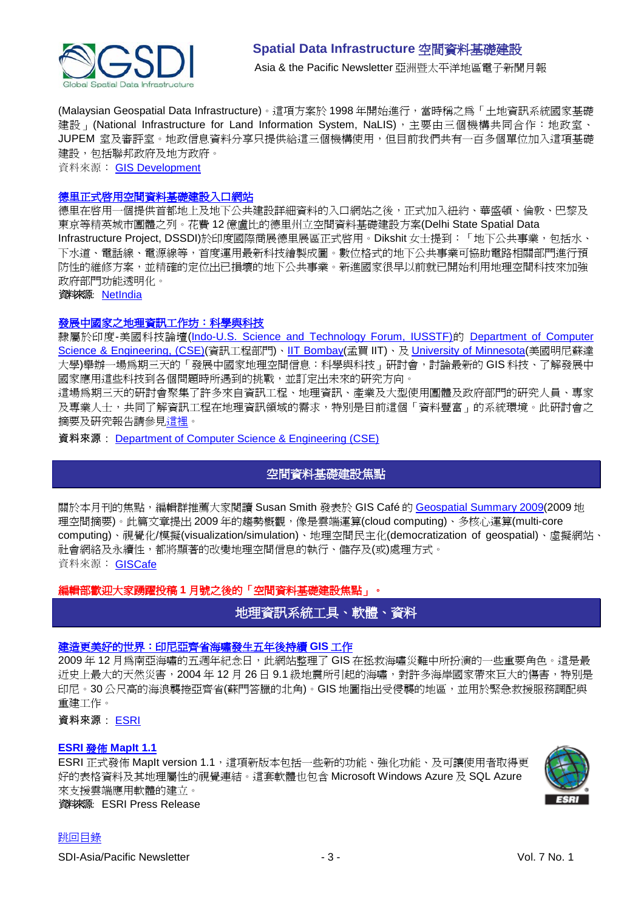(Malaysian Geospatial Data Infrastructure)。這項方案於 1998 年開始進行，當時稱之為「土地資訊系統國家基礎建設」(National Infrastructure for Land Information System, NaLIS)，主要由三個機構共同合作：地政室、JUPEM 室及審評室。地政信息資料分享只提供給這三個機構使用，但目前我們共有一百多個單位加入這項基礎建設，包括聯邦政府及地方政府。
資料來源： GIS Development

### 德里正式啟用空間資料基礎建設入口網站

德里在啟用一個提供首都地上及地下公共建設詳細資料的入口網站之後，正式加入紐約、華盛頓、倫敦、巴黎及東京等精英城市團體之列。花費 12 億盧比的德里州立空間資料基礎建設方案(Delhi State Spatial Data Infrastructure Project, DSSDI)於印度國際商展德里展區正式啟用。Dikshit 女士提到：「地下公共事業，包括水、下水道、電話線、電源線等，首度運用最新科技繪製成圖。數位格式的地下公共事業可協助電路相關部門進行預防性的維修方案，並精確的定位出已損壞的地下公共事業。新進國家很早以前就已開始利用地理空間科技來加強政府部門功能透明化。
資料來源: NetIndia

### 發展中國家之地理資訊工作坊：科學與科技

隸屬於印度-美國科技論壇(Indo-U.S. Science and Technology Forum, IUSSTF)的 Department of Computer Science & Engineering, (CSE)(資訊工程部門)、IIT Bombay(孟買 IIT)、及 University of Minnesota(美國明尼蘇達大學)舉辦一場為期三天的「發展中國家地理空間信息：科學與科技」研討會，討論最新的 GIS 科技、了解發展中國家應用這些科技到各個問題時所遇到的挑戰，並訂定出未來的研究方向。
這場為期三天的研討會聚集了許多來自資訊工程、地理資訊、產業及大型使用團體及政府部門的研究人員、專家及專業人士，共同了解資訊工程在地理資訊領域的需求，特別是目前這個「資料豐富」的系統環境。此研討會之摘要及研究報告請參見這裡。
資料來源： Department of Computer Science & Engineering (CSE)

## 空間資料基礎建設焦點

關於本月刊的焦點，編輯群推薦大家閱讀 Susan Smith 發表於 GIS Café 的 Geospatial Summary 2009(2009 地理空間摘要)。此篇文章提出 2009 年的趨勢概觀，像是雲端運算(cloud computing)、多核心運算(multi-core computing)、視覺化/模擬(visualization/simulation)、地理空間民主化(democratization of geospatial)、虛擬網站、社會網絡及永續性，都將顯著的改變地理空間信息的執行、儲存及(或)處理方式。
資料來源： GISCafe

**編輯部歡迎大家踴躍投稿 1 月號之後的「空間資料基礎建設焦點」。**

## 地理資訊系統工具、軟體、資料

### 建造更美好的世界：印尼亞齊省海嘯發生五年後持續 GIS 工作

2009 年 12 月為南亞海嘯的五週年紀念日，此網站整理了 GIS 在拯救海嘯災難中所扮演的一些重要角色。這是最近史上最大的天然災害，2004 年 12 月 26 日 9.1 級地震所引起的海嘯，對許多海岸國家帶來巨大的傷害，特別是印尼。30 公尺高的海浪襲捲亞齊省(蘇門答臘的北角)。GIS 地圖指出受侵襲的地區，並用於緊急救援服務調配與重建工作。
資料來源： ESRI

### ESRI 發佈 MapIt 1.1

ESRI 正式發佈 MapIt version 1.1，這項新版本包括一些新的功能、強化功能、及可讓使用者取得更好的表格資料及其地理屬性的視覺連結。這套軟體也包含 Microsoft Windows Azure 及 SQL Azure 來支援雲端應用軟體的建立。
資料來源: ESRI Press Release

跳回目錄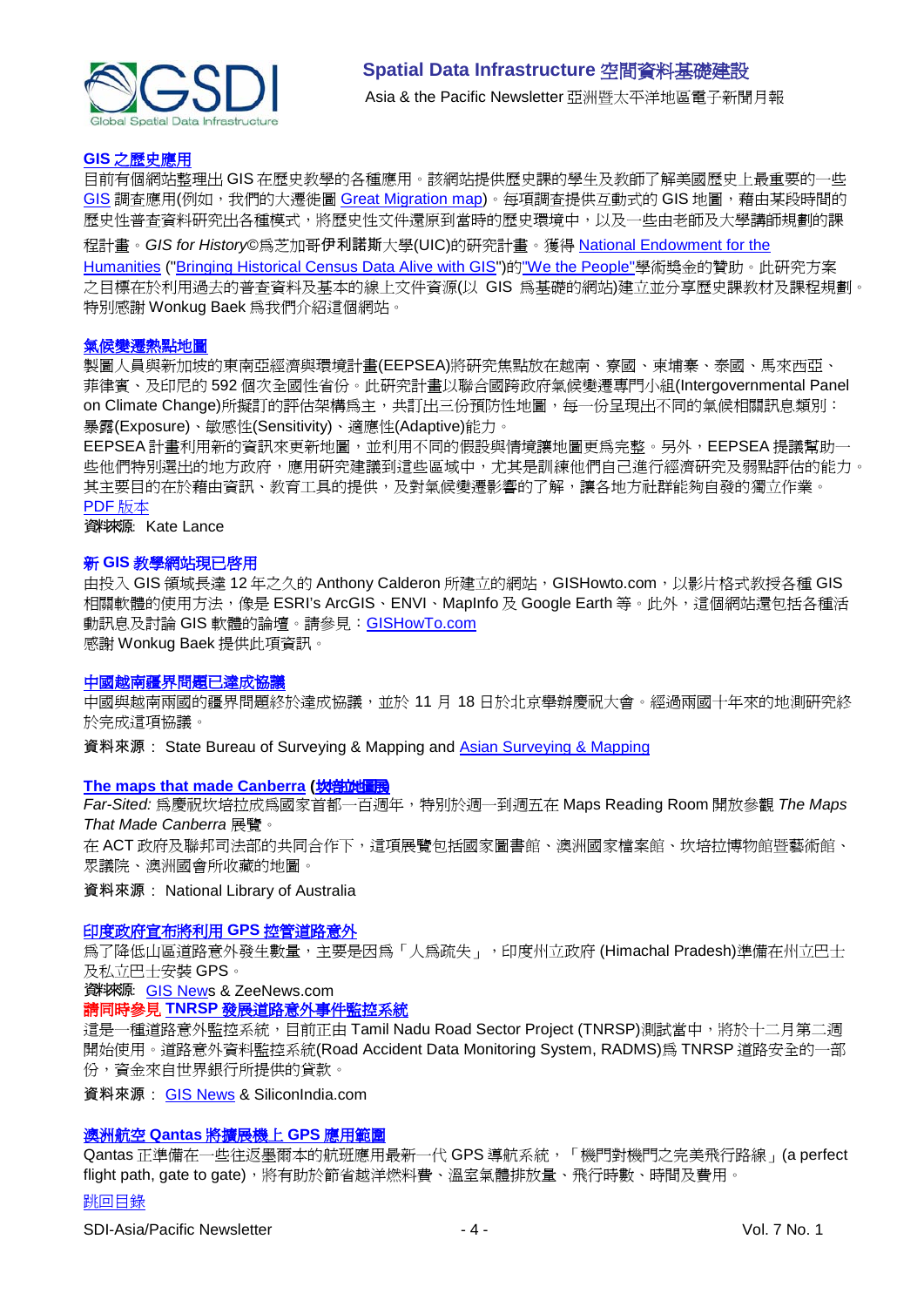**GIS 之歷史應用**

目前有個網站整理出 GIS 在歷史教學的各種應用。該網站提供歷史課的學生及教師了解美國歷史上最重要的一些 GIS 調查應用(例如，我們的大遷徙圖 Great Migration map)。每項調查提供互動式的 GIS 地圖，藉由某段時間的歷史性普查資料研究出各種模式，將歷史性文件還原到當時的歷史環境中，以及一些由老師及大學講師規劃的課程計畫。*GIS for History*©為芝加哥伊利諾斯大學(UIC)的研究計畫。獲得 National Endowment for the Humanities ("Bringing Historical Census Data Alive with GIS")的"We the People"學術獎金的贊助。此研究方案之目標在於利用過去的普查資料及基本的線上文件資源(以 GIS 為基礎的網站)建立並分享歷史課教材及課程規劃。特別感謝 Wonkug Baek 為我們介紹這個網站。

**氣候變遷熱點地圖**

製圖人員與新加坡的東南亞經濟與環境計畫(EEPSEA)將研究焦點放在越南、寮國、柬埔寨、泰國、馬來西亞、菲律賓、及印尼的 592 個次全國性省份。此研究計畫以聯合國跨政府氣候變遷專門小組(Intergovernmental Panel on Climate Change)所擬訂的評估架構為主，共訂出三份預防性地圖，每一份呈現出不同的氣候相關訊息類別：暴露(Exposure)、敏感性(Sensitivity)、適應性(Adaptive)能力。

EEPSEA 計畫利用新的資訊來更新地圖，並利用不同的假設與情境讓地圖更為完整。另外，EEPSEA 提議幫助一些他們特別選出的地方政府，應用研究建議到這些區域中，尤其是訓練他們自己進行經濟研究及弱點評估的能力。其主要目的在於藉由資訊、教育工具的提供，及對氣候變遷影響的了解，讓各地方社群能夠自發的獨立作業。

PDF 版本

資料來源: Kate Lance

**新 GIS 教學網站現已啟用**

由投入 GIS 領域長達 12 年之久的 Anthony Calderon 所建立的網站，GISHowto.com，以影片格式教授各種 GIS 相關軟體的使用方法，像是 ESRI's ArcGIS、ENVI、MapInfo 及 Google Earth 等。此外，這個網站還包括各種活動訊息及討論 GIS 軟體的論壇。請參見：GISHowTo.com

感謝 Wonkug Baek 提供此項資訊。

**中國越南疆界問題已達成協議**

中國與越南兩國的疆界問題終於達成協議，並於 11 月 18 日於北京舉辦慶祝大會。經過兩國十年來的地測研究終於完成這項協議。

資料來源： State Bureau of Surveying & Mapping and Asian Surveying & Mapping

**The maps that made Canberra (坎培拉圖展)**

*Far-Sited:* 為慶祝坎培拉成為國家首都一百週年，特別於週一到週五在 Maps Reading Room 開放參觀 *The Maps That Made Canberra* 展覽。

在 ACT 政府及聯邦司法部的共同合作下，這項展覽包括國家圖書館、澳洲國家檔案館、坎培拉博物館暨藝術館、眾議院、澳洲國會所收藏的地圖。

資料來源： National Library of Australia

**印度政府宣布將利用 GPS 控管道路意外**

為了降低山區道路意外發生數量，主要是因為「人為疏失」，印度州立政府 (Himachal Pradesh)準備在州立巴士及私立巴士安裝 GPS。

資料來源: GIS News & ZeeNews.com

**請同時參見 TNRSP 發展道路意外事件監控系統**

這是一種道路意外監控系統，目前正由 Tamil Nadu Road Sector Project (TNRSP)測試當中，將於十二月第二週開始使用。道路意外資料監控系統(Road Accident Data Monitoring System, RADMS)為 TNRSP 道路安全的一部份，資金來自世界銀行所提供的貸款。

資料來源： GIS News & SiliconIndia.com

**澳洲航空 Qantas 將擴展機上 GPS 應用範圍**

Qantas 正準備在一些往返墨爾本的航班應用最新一代 GPS 導航系統，「機門對機門之完美飛行路線」(a perfect flight path, gate to gate)，將有助於節省越洋燃料費、溫室氣體排放量、飛行時數、時間及費用。

跳回目錄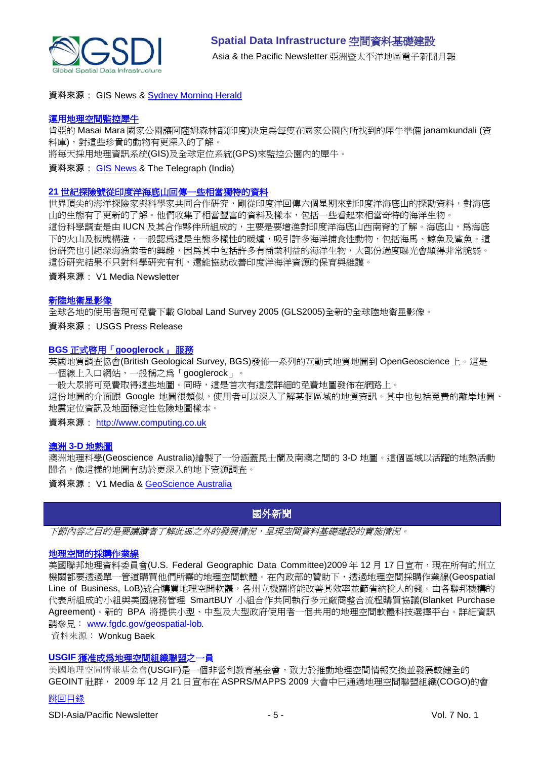資料來源： GIS News & Sydney Morning Herald

### 運用地理空間監控犀牛

肯亞的 Masai Mara 國家公園讓阿薩姆森林部(印度)決定爲每隻在國家公園內所找到的犀牛準備 janamkundali (資料庫)，對這些珍貴的動物有更深入的了解。

將每天採用地理資訊系統(GIS)及全球定位系統(GPS)來監控公園內的犀牛。

資料來源： GIS News & The Telegraph (India)

### 21 世紀探險號從印度洋海底山回傳一些相當獨特的資料

世界頂尖的海洋探險家與科學家共同合作研究，剛從印度洋回傳六個星期來對印度洋海底山的採勘資料，對海底山的生態有了更新的了解。他們收集了相當豐富的資料及樣本，包括一些看起來相當奇特的海洋生物。

這份科學調查是由 IUCN 及其合作夥伴所組成的，主要是要增進對印度洋海底山西南脊的了解。海底山，爲海底下的火山及板塊構造，一般認爲這是生態多樣性的暖爐，吸引許多海洋捕食性動物，包括海馬、鯨魚及鯊魚。這份研究也引起深海漁業者的興趣，因爲其中包括許多有商業利益的海洋生物，大部份過度曝光會顯得非常脆弱。這份研究結果不只對科學研究有利，還能協助改善印度洋海洋資源的保育與維護。

資料來源： V1 Media Newsletter

### 新陸地衛星影像

全球各地的使用者現可免費下載 Global Land Survey 2005 (GLS2005)全新的全球陸地衛星影像。

資料來源： USGS Press Release

### BGS 正式啓用「googlerock」 服務

英國地質調查協會(British Geological Survey, BGS)發佈一系列的互動式地質地圖到 OpenGeoscience 上。這是一個線上入口網站，一般稱之爲「googlerock」。

一般大眾將可免費取得這些地圖。同時，這是首次有這麼詳細的免費地圖發佈在網路上。

這份地圖的介面跟 Google 地圖很類似，使用者可以深入了解某個區域的地質資訊。其中也包括免費的離岸地圖、地震定位資訊及地面穩定性危險地圖樣本。

資料來源： http://www.computing.co.uk

### 澳洲 3-D 地熱圖

澳洲地理科學(Geoscience Australia)繪製了一份涵蓋昆士蘭及南澳之間的 3-D 地圖。這個區域以活躍的地熱活動聞名，像這樣的地圖有助於更深入的地下資源調查。

資料來源： V1 Media & GeoScience Australia

## 國外新聞

*下節內容之目的是要讓讀者了解此區之外的發展情況，呈現空間資料基礎建設的實施情況。*

### 地理空間的採購作業線

美國聯邦地理資料委員會(U.S. Federal Geographic Data Committee)2009 年 12 月 17 日宣布，現在所有的州立機關都要透過單一管道購買他們所需的地理空間軟體。在內政部的贊助下，透過地理空間採購作業線(Geospatial Line of Business, LoB)統合購買地理空間軟體，各州立機關將能改善其效率並節省納稅人的錢。由各聯邦機構的代表所組成的小組與美國總務管理 SmartBUY 小組合作共同執行多元廠商整合流程購買協議(Blanket Purchase Agreement)。新的 BPA 將提供小型、中型及大型政府使用者一個共用的地理空間軟體科技選擇平台。詳細資訊請參見： www.fgdc.gov/geospatial-lob.

資料來源： Wonkug Baek

### USGIF 獲准成爲地理空間組織聯盟之一員

美國地理空間情報基金會(USGIF)是一個非營利教育基金會，致力於推動地理空間情報交換並發展較健全的 GEOINT 社群， 2009 年 12 月 21 日宣布在 ASPRS/MAPPS 2009 大會中已通過地理空間聯盟組織(COGO)的會

跳回目錄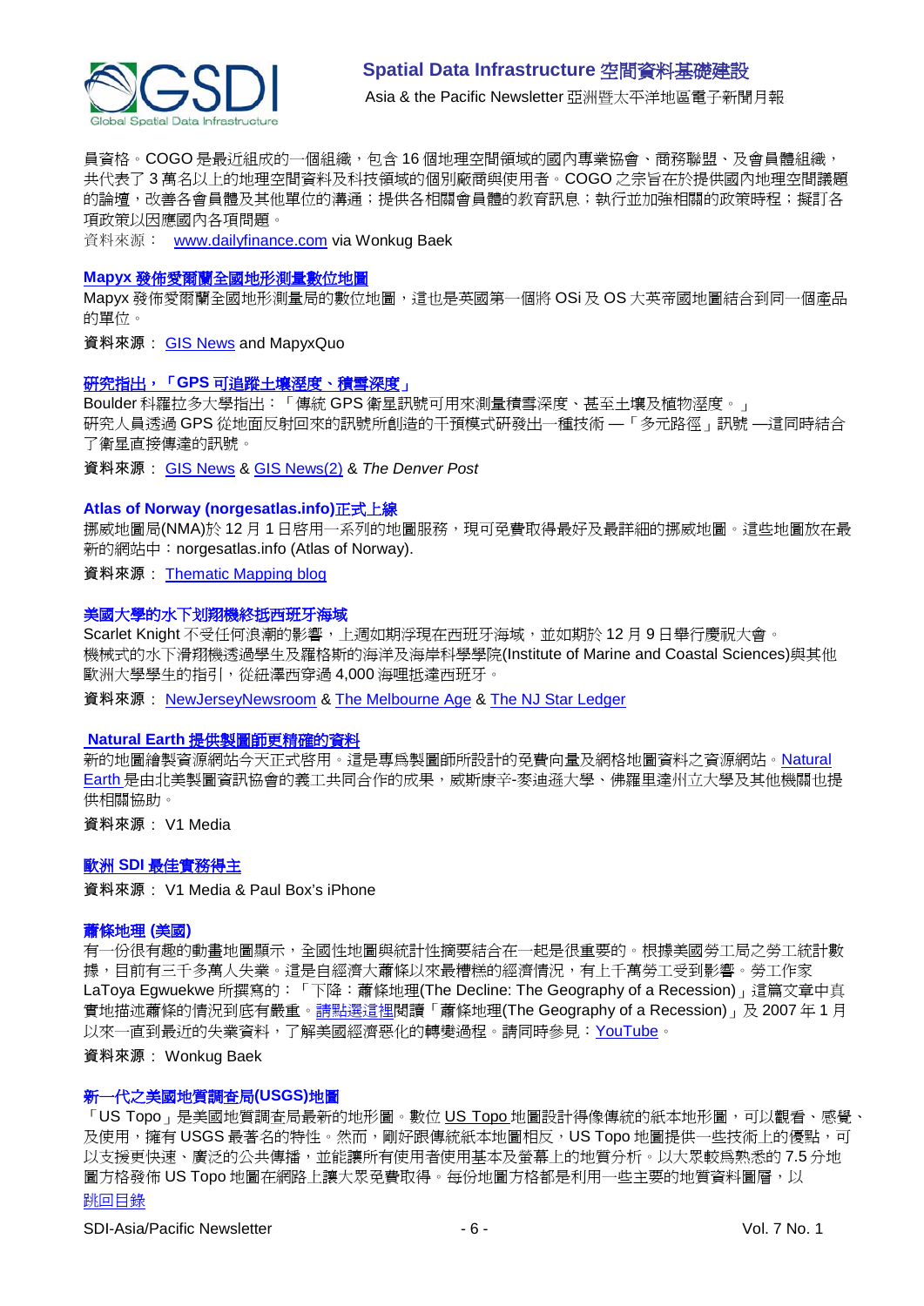員資格。COGO 是最近組成的一個組織，包含 16 個地理空間領域的國內專業協會、商務聯盟、及會員體組織，共代表了 3 萬名以上的地理空間資料及科技領域的個別廠商與使用者。COGO 之宗旨在於提供國內地理空間議題的論壇，改善各會員體及其他單位的溝通；提供各相關會員體的教育訊息；執行並加強相關的政策時程；擬訂各項政策以因應國內各項問題。

資料來源： www.dailyfinance.com via Wonkug Baek

### Mapyx 發佈愛爾蘭全國地形測量數位地圖

Mapyx 發佈愛爾蘭全國地形測量局的數位地圖，這也是英國第一個將 OSi 及 OS 大英帝國地圖結合到同一個產品的單位。

**資料來源**： GIS News and MapyxQuo

### 研究指出，「GPS 可追蹤土壤溼度、積雪深度」

Boulder 科羅拉多大學指出：「傳統 GPS 衛星訊號可用來測量積雪深度、甚至土壤及植物溼度。」

研究人員透過 GPS 從地面反射回來的訊號所創造的干預模式研發出一種技術 —「多元路徑」訊號 —這同時結合了衛星直接傳達的訊號。

**資料來源**： GIS News & GIS News(2) & *The Denver Post*

### Atlas of Norway (norgesatlas.info)正式上線

挪威地圖局(NMA)於 12 月 1 日啓用一系列的地圖服務，現可免費取得最好及最詳細的挪威地圖。這些地圖放在最新的網站中：norgesatlas.info (Atlas of Norway).

**資料來源**： Thematic Mapping blog

### 美國大學的水下划翔機終抵西班牙海域

Scarlet Knight 不受任何浪潮的影響，上週如期浮現在西班牙海域，並如期於 12 月 9 日舉行慶祝大會。

機械式的水下滑翔機透過學生及羅格斯的海洋及海岸科學學院(Institute of Marine and Coastal Sciences)與其他歐洲大學學生的指引，從紐澤西穿過 4,000 海哩抵達西班牙。

**資料來源**： NewJerseyNewsroom & The Melbourne Age & The NJ Star Ledger

### Natural Earth 提供製圖師更精確的資料

新的地圖繪製資源網站今天正式啓用。這是專為製圖師所設計的免費向量及網格地圖資料之資源網站。Natural Earth 是由北美製圖資訊協會的義工共同合作的成果，威斯康辛-麥迪遜大學、佛羅里達州立大學及其他機關也提供相關協助。

**資料來源**： V1 Media

### 歐洲 SDI 最佳實務得主

**資料來源**： V1 Media & Paul Box's iPhone

### 蕭條地理 (美國)

有一份很有趣的動畫地圖顯示，全國性地圖與統計性摘要結合在一起是很重要的。根據美國勞工局之勞工統計數據，目前有三千多萬人失業。這是自經濟大蕭條以來最糟糕的經濟情況，有上千萬勞工受到影響。勞工作家 LaToya Egwuekwe 所撰寫的：「下降：蕭條地理(The Decline: The Geography of a Recession)」這篇文章中真實地描述蕭條的情況到底有嚴重。請點選這裡閱讀「蕭條地理(The Geography of a Recession)」及 2007 年 1 月以來一直到最近的失業資料，了解美國經濟惡化的轉變過程。請同時參見：YouTube。

**資料來源**： Wonkug Baek

### 新一代之美國地質調查局(USGS)地圖

「US Topo」是美國地質調查局最新的地形圖。數位 US Topo 地圖設計得像傳統的紙本地形圖，可以觀看、感覺、及使用，擁有 USGS 最著名的特性。然而，剛好跟傳統紙本地圖相反，US Topo 地圖提供一些技術上的優點，可以支援更快速、廣泛的公共傳播，並能讓所有使用者使用基本及螢幕上的地質分析。以大眾較為熟悉的 7.5 分地圖方格發佈 US Topo 地圖在網路上讓大眾免費取得。每份地圖方格都是利用一些主要的地質資料圖層，以

跳回目錄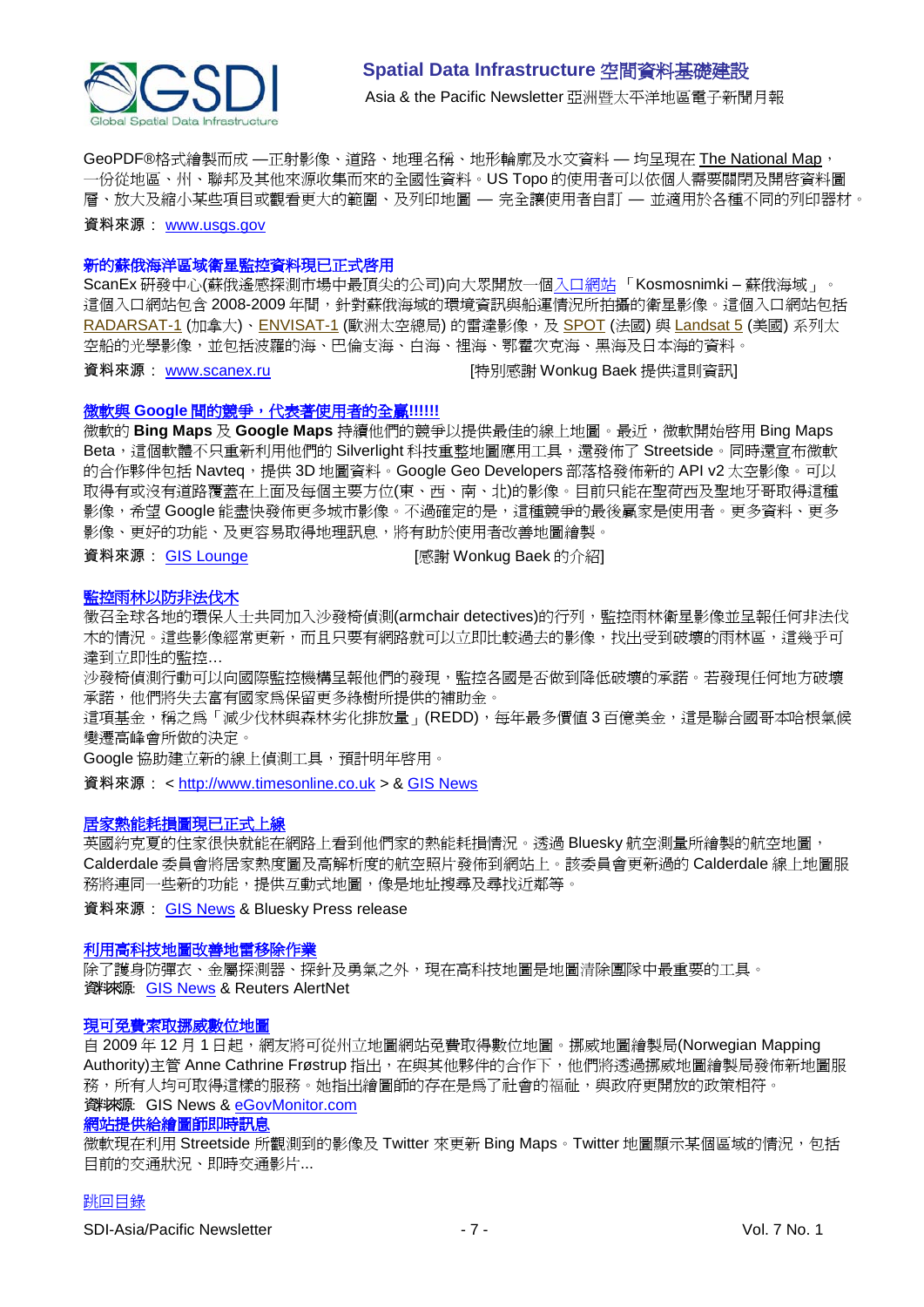GeoPDF®格式繪製而成 —正射影像、道路、地理名稱、地形輪廓及水文資料 — 均呈現在 The National Map，一份從地區、州、聯邦及其他來源收集而來的全國性資料。US Topo 的使用者可以依個人需要關閉及開啓資料圖層、放大及縮小某些項目或觀看更大的範圍、及列印地圖 — 完全讓使用者自訂 — 並適用於各種不同的列印器材。

資料來源： www.usgs.gov

### 新的蘇俄海洋區域衛星監控資料現已正式啓用

ScanEx 研發中心(蘇俄遙感探測市場中最頂尖的公司)向大眾開放一個入口網站「Kosmosnimki – 蘇俄海域」。這個入口網站包含 2008-2009 年間，針對蘇俄海域的環境資訊與船運情況所拍攝的衛星影像。這個入口網站包括 RADARSAT-1 (加拿大)、ENVISAT-1 (歐洲太空總局) 的雷達影像，及 SPOT (法國) 與 Landsat 5 (美國) 系列太空船的光學影像，並包括波羅的海、巴倫支海、白海、裡海、鄂霍次克海、黑海及日本海的資料。

資料來源： www.scanex.ru　　　　　　[特別感謝 Wonkug Baek 提供這則資訊]

### 微軟與 Google 間的競爭，代表著使用者的全贏!!!!!!

微軟的 **Bing Maps** 及 **Google Maps** 持續他們的競爭以提供最佳的線上地圖。最近，微軟開始啓用 Bing Maps Beta，這個軟體不只重新利用他們的 Silverlight 科技重整地圖應用工具，還發佈了 Streetside。同時還宣布微軟的合作夥伴包括 Navteq，提供 3D 地圖資料。Google Geo Developers 部落格發佈新的 API v2 太空影像。可以取得有或沒有道路覆蓋在上面及每個主要方位(東、西、南、北)的影像。目前只能在聖荷西及聖地牙哥取得這種影像，希望 Google 能盡快發佈更多城市影像。不過確定的是，這種競爭的最後贏家是使用者。更多資料、更多影像、更好的功能、及更容易取得地理訊息，將有助於使用者改善地圖繪製。

資料來源： GIS Lounge　　　　　　[感謝 Wonkug Baek 的介紹]

### 監控雨林以防非法伐木

徵召全球各地的環保人士共同加入沙發椅偵測(armchair detectives)的行列，監控雨林衛星影像並呈報任何非法伐木的情況。這些影像經常更新，而且只要有網路就可以立即比較過去的影像，找出受到破壞的雨林區，這幾乎可達到立即性的監控…

沙發椅偵測行動可以向國際監控機構呈報他們的發現，監控各國是否做到降低破壞的承諾。若發現任何地方破壞承諾，他們將失去富有國家為保留更多綠樹所提供的補助金。

這項基金，稱之為「減少伐林與森林劣化排放量」(REDD)，每年最多價值 3 百億美金，這是聯合國哥本哈根氣候變遷高峰會所做的決定。

Google 協助建立新的線上偵測工具，預計明年啓用。

資料來源： < http://www.timesonline.co.uk > & GIS News

### 居家熱能耗損圖現已正式上線

英國約克夏的住家很快就能在網路上看到他們家的熱能耗損情況。透過 Bluesky 航空測量所繪製的航空地圖，Calderdale 委員會將居家熱度圖及高解析度的航空照片發佈到網站上。該委員會更新過的 Calderdale 線上地圖服務將連同一些新的功能，提供互動式地圖，像是地址搜尋及尋找近鄰等。

資料來源： GIS News & Bluesky Press release

### 利用高科技地圖改善地雷移除作業

除了護身防彈衣、金屬探測器、探針及勇氣之外，現在高科技地圖是地圖清除團隊中最重要的工具。

資料來源: GIS News & Reuters AlertNet

### 現可免費索取挪威數位地圖

自 2009 年 12 月 1 日起，網友將可從州立地圖網站免費取得數位地圖。挪威地圖繪製局(Norwegian Mapping Authority)主管 Anne Cathrine Frøstrup 指出，在與其他夥伴的合作下，他們將透過挪威地圖繪製局發佈新地圖服務，所有人均可取得這樣的服務。她指出繪圖師的存在是為了社會的福祉，與政府更開放的政策相符。

資料來源: GIS News & eGovMonitor.com

### 網站提供給繪圖師即時訊息

微軟現在利用 Streetside 所觀測到的影像及 Twitter 來更新 Bing Maps。Twitter 地圖顯示某個區域的情況，包括目前的交通狀況、即時交通影片...

跳回目錄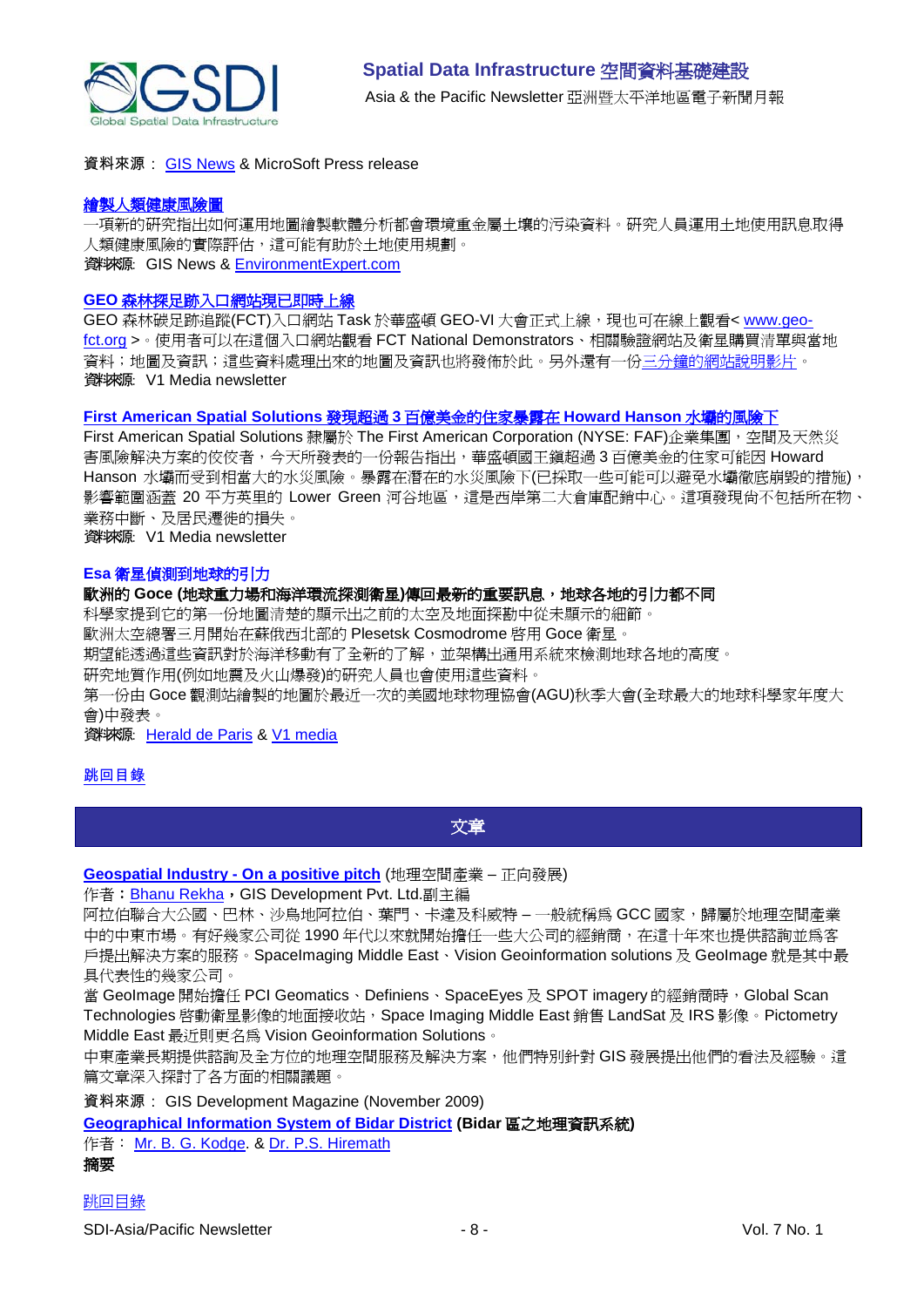資料來源： GIS News & MicroSoft Press release

**繪製人類健康風險圖**

一項新的研究指出如何運用地圖繪製軟體分析都會環境重金屬土壤的污染資料。研究人員運用土地使用訊息取得人類健康風險的實際評估，這可能有助於土地使用規劃。

資料來源: GIS News & EnvironmentExpert.com

**GEO 森林探足跡入口網站現已即時上線**

GEO 森林碳足跡追蹤(FCT)入口網站 Task 於華盛頓 GEO-VI 大會正式上線，現也可在線上觀看< www.geo-fct.org >。使用者可以在這個入口網站觀看 FCT National Demonstrators、相關驗證網站及衛星購買清單與當地資料；地圖及資訊；這些資料處理出來的地圖及資訊也將發佈於此。另外還有一份三分鐘的網站說明影片。

資料來源: V1 Media newsletter

**First American Spatial Solutions 發現超過 3 百億美金的住家暴露在 Howard Hanson 水壩的風險下**

First American Spatial Solutions 隸屬於 The First American Corporation (NYSE: FAF)企業集團，空間及天然災害風險解決方案的佼佼者，今天所發表的一份報告指出，華盛頓國王鎮超過 3 百億美金的住家可能因 Howard Hanson 水壩而受到相當大的水災風險。暴露在潛在的水災風險下(已採取一些可能可以避免水壩徹底崩毀的措施)，影響範圍涵蓋 20 平方英里的 Lower Green 河谷地區，這是西岸第二大倉庫配銷中心。這項發現尚不包括所在物、業務中斷、及居民遷徙的損失。

資料來源: V1 Media newsletter

**Esa 衛星偵測到地球的引力**

**歐洲的 Goce (地球重力場和海洋環流探測衛星)傳回最新的重要訊息，地球各地的引力都不同**

科學家提到它的第一份地圖清楚的顯示出之前的太空及地面探勘中從未顯示的細節。

歐洲太空總署三月開始在蘇俄西北部的 Plesetsk Cosmodrome 啓用 Goce 衛星。

期望能透過這些資訊對於海洋移動有了全新的了解，並架構出通用系統來檢測地球各地的高度。

研究地質作用(例如地震及火山爆發)的研究人員也會使用這些資料。

第一份由 Goce 觀測站繪製的地圖於最近一次的美國地球物理協會(AGU)秋季大會(全球最大的地球科學家年度大會)中發表。

資料來源: Herald de Paris & V1 media

跳回目錄

## 文章

**Geospatial Industry - On a positive pitch** (地理空間產業 – 正向發展)

作者：Bhanu Rekha，GIS Development Pvt. Ltd.副主編

阿拉伯聯合大公國、巴林、沙烏地阿拉伯、葉門、卡達及科威特 – 一般統稱為 GCC 國家，歸屬於地理空間產業中的中東市場。有好幾家公司從 1990 年代以來就開始擔任一些大公司的經銷商，在這十年來也提供諮詢並為客戶提出解決方案的服務。SpaceImaging Middle East、Vision Geoinformation solutions 及 GeoImage 就是其中最具代表性的幾家公司。

當 GeoImage 開始擔任 PCI Geomatics、Definiens、SpaceEyes 及 SPOT imagery 的經銷商時，Global Scan Technologies 啓動衛星影像的地面接收站，Space Imaging Middle East 銷售 LandSat 及 IRS 影像。Pictometry Middle East 最近則更名為 Vision Geoinformation Solutions。

中東產業長期提供諮詢及全方位的地理空間服務及解決方案，他們特別針對 GIS 發展提出他們的看法及經驗。這篇文章深入探討了各方面的相關議題。

資料來源： GIS Development Magazine (November 2009)

**Geographical Information System of Bidar District (Bidar 區之地理資訊系統)**

作者： Mr. B. G. Kodge. & Dr. P.S. Hiremath

**摘要**

跳回目錄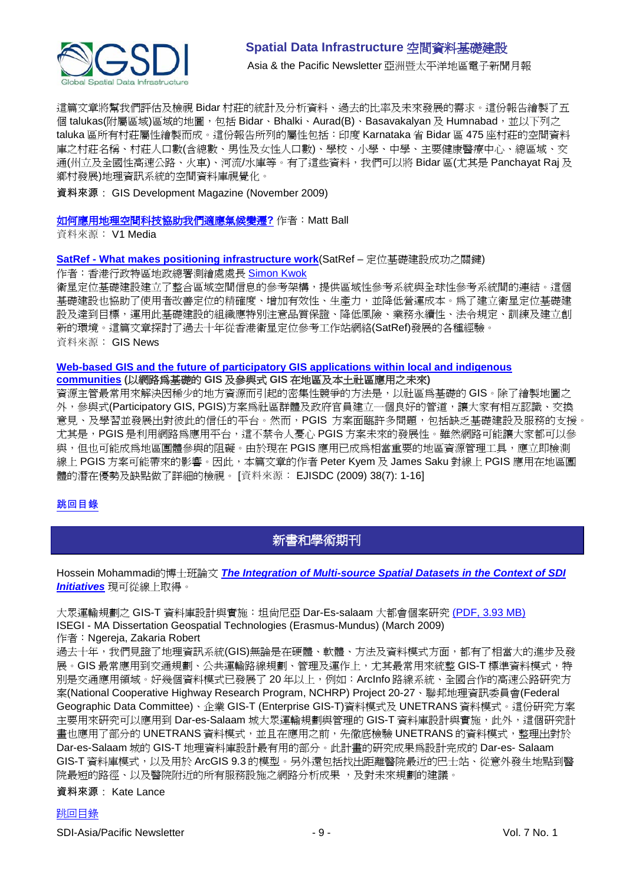這篇文章將幫我們評估及檢視 Bidar 村莊的統計及分析資料、過去的比率及未來發展的需求。這份報告繪製了五個 talukas(附屬區域)區域的地圖，包括 Bidar、Bhalki、Aurad(B)、Basavakalyan 及 Humnabad，並以下列之 taluka 區所有村莊屬性繪製而成。這份報告所列的屬性包括：印度 Karnataka 省 Bidar 區 475 座村莊的空間資料庫之村莊名稱、村莊人口數(含總數、男性及女性人口數)、學校、小學、中學、主要健康醫療中心、總區域、交通(州立及全國性高速公路、火車)、河流/水庫等。有了這些資料，我們可以將 Bidar 區(尤其是 Panchayat Raj 及鄉村發展)地理資訊系統的空間資料庫視覺化。

**資料來源**： GIS Development Magazine (November 2009)

如何應用地理空間科技協助我們適應氣候變遷? 作者：Matt Ball
資料來源： V1 Media

**SatRef - What makes positioning infrastructure work**(SatRef – 定位基礎建設成功之關鍵)
作者：香港行政特區地政總署測繪處處長 Simon Kwok
衛星定位基礎建設建立了整合區域空間信息的參考架構，提供區域性參考系統與全球性參考系統間的連結。這個基礎建設也協助了使用者改善定位的精確度、增加有效性、生產力，並降低營運成本。為了建立衛星定位基礎建設及達到目標，運用此基礎建設的組織應特別注意品質保證、降低風險、業務永續性、法令規定、訓練及建立創新的環境。這篇文章探討了過去十年從香港衛星定位參考工作站網絡(SatRef)發展的各種經驗。
資料來源： GIS News

**Web-based GIS and the future of participatory GIS applications within local and indigenous communities (以網路為基礎的 GIS 及參與式 GIS 在地區及本土社區應用之未來)**
資源主管最常用來解決因稀少的地方資源而引起的密集性競爭的方法是，以社區為基礎的 GIS。除了繪製地圖之外，參與式(Participatory GIS, PGIS)方案為社區群體及政府官員建立一個良好的管道，讓大家有相互認識、交換意見、及學習並發展出對彼此的信任的平台。然而，PGIS 方案面臨許多問題，包括缺乏基礎建設及服務的支援。尤其是，PGIS 是利用網路為應用平台，這不禁令人憂心 PGIS 方案未來的發展性。雖然網路可能讓大家都可以參與，但也可能成為地區團體參與的阻礙。由於現在 PGIS 應用已成為相當重要的地區資源管理工具，應立即檢測線上 PGIS 方案可能帶來的影響。因此，本篇文章的作者 Peter Kyem 及 James Saku 對線上 PGIS 應用在地區團體的潛在優勢及缺點做了詳細的檢視。 [資料來源： EJISDC (2009) 38(7): 1-16]

跳回目錄

## 新書和學術期刊

Hossein Mohammadi的博士班論文 ***The Integration of Multi-source Spatial Datasets in the Context of SDI Initiatives*** 現可從線上取得。

大眾運輸規劃之 GIS-T 資料庫設計與實施：坦尚尼亞 Dar-Es-salaam 大都會個案研究 (PDF, 3.93 MB)
ISEGI - MA Dissertation Geospatial Technologies (Erasmus-Mundus) (March 2009)
作者：Ngereja, Zakaria Robert
過去十年，我們見證了地理資訊系統(GIS)無論是在硬體、軟體、方法及資料模式方面，都有了相當大的進步及發展。GIS 最常應用到交通規劃、公共運輸路線規劃、管理及運作上，尤其是最常用來統整 GIS-T 標準資料模式，特別是交通應用領域。好幾個資料模式已發展了 20 年以上，例如：ArcInfo 路線系統、全國合作的高速公路研究方案(National Cooperative Highway Research Program, NCHRP) Project 20-27、聯邦地理資訊委員會(Federal Geographic Data Committee)、企業 GIS-T (Enterprise GIS-T)資料模式及 UNETRANS 資料模式。這份研究方案主要用來研究可以應用到 Dar-es-Salaam 城大眾運輸規劃與管理的 GIS-T 資料庫設計與實施，此外，這個研究計畫也應用了部分的 UNETRANS 資料模式，並且在應用之前，先徹底檢驗 UNETRANS 的資料模式，整理出對於 Dar-es-Salaam 城的 GIS-T 地理資料庫設計最有用的部分。此計畫的研究成果為設計完成的 Dar-es- Salaam GIS-T 資料庫模式，以及用於 ArcGIS 9.3 的模型。另外還包括找出距離醫院最近的巴士站、從意外發生地點到醫院最短的路徑、以及醫院附近的所有服務設施之網路分析成果 ，及對未來規劃的建議。

**資料來源**： Kate Lance

跳回目錄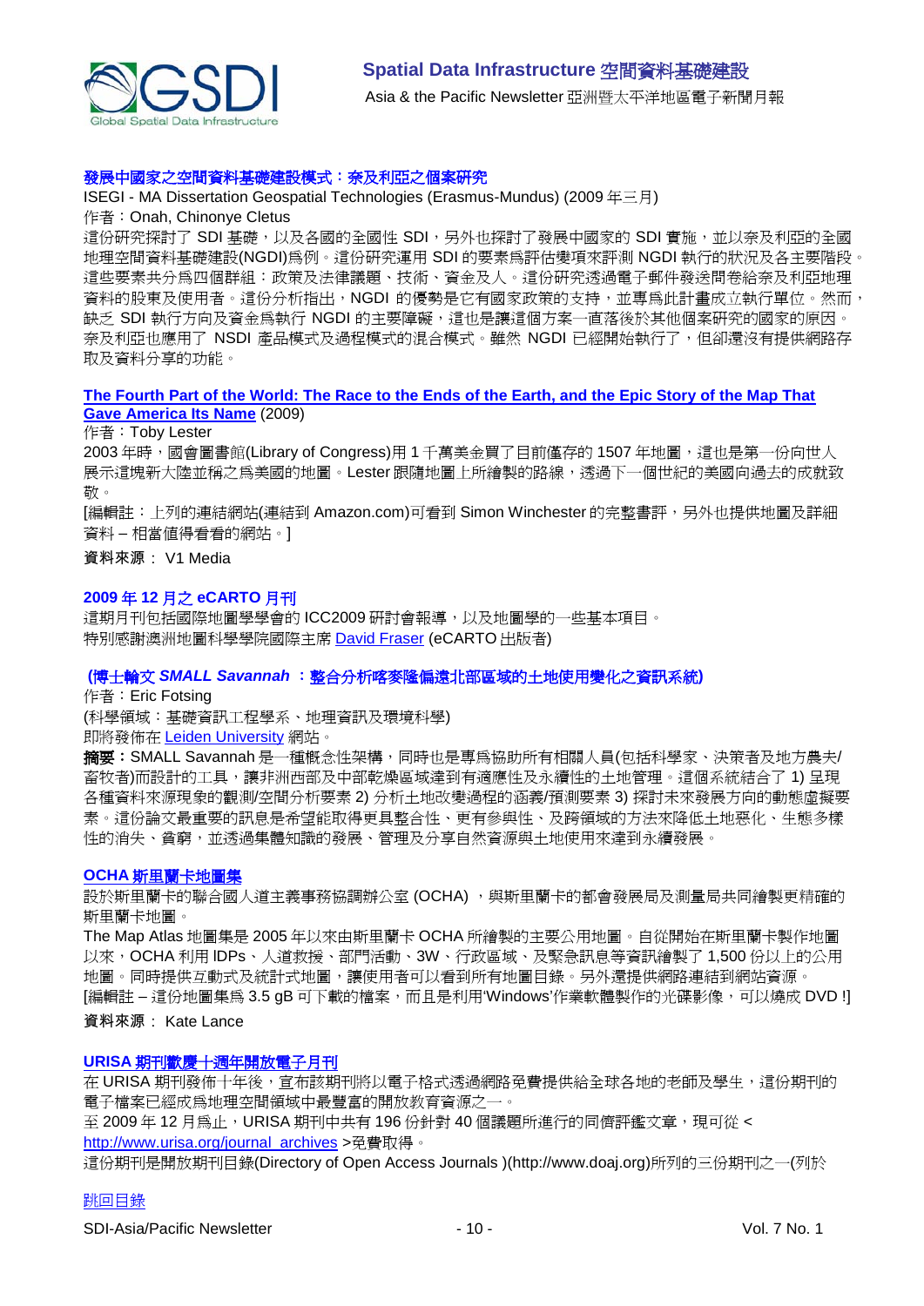**發展中國家之空間資料基礎建設模式：奈及利亞之個案研究**

ISEGI - MA Dissertation Geospatial Technologies (Erasmus-Mundus) (2009 年三月)

作者：Onah, Chinonye Cletus

這份研究探討了 SDI 基礎，以及各國的全國性 SDI，另外也探討了發展中國家的 SDI 實施，並以奈及利亞的全國地理空間資料基礎建設(NGDI)爲例。這份研究運用 SDI 的要素爲評估變項來評測 NGDI 執行的狀況及各主要階段。這些要素共分爲四個群組：政策及法律議題、技術、資金及人。這份研究透過電子郵件發送問卷給奈及利亞地理資料的股東及使用者。這份分析指出，NGDI 的優勢是它有國家政策的支持，並專爲此計畫成立執行單位。然而，缺乏 SDI 執行方向及資金爲執行 NGDI 的主要障礙，這也是讓這個方案一直落後於其他個案研究的國家的原因。奈及利亞也應用了 NSDI 產品模式及過程模式的混合模式。雖然 NGDI 已經開始執行了，但卻還沒有提供網路存取及資料分享的功能。

**The Fourth Part of the World: The Race to the Ends of the Earth, and the Epic Story of the Map That Gave America Its Name** (2009)

作者：Toby Lester

2003 年時，國會圖書館(Library of Congress)用 1 千萬美金買了目前僅存的 1507 年地圖，這也是第一份向世人展示這塊新大陸並稱之爲美國的地圖。Lester 跟隨地圖上所繪製的路線，透過下一個世紀的美國向過去的成就致敬。

[編輯註：上列的連結網站(連結到 Amazon.com)可看到 Simon Winchester 的完整書評，另外也提供地圖及詳細資料 – 相當值得看看的網站。]

**資料來源**： V1 Media

**2009 年 12 月之 eCARTO 月刊**

這期月刊包括國際地圖學學會的 ICC2009 研討會報導，以及地圖學的一些基本項目。

特別感謝澳洲地圖科學學院國際主席 David Fraser (eCARTO 出版者)

**(博士論文 *SMALL Savannah* ：整合分析喀麥隆偏遠北部區域的土地使用變化之資訊系統)**

作者：Eric Fotsing

(科學領域：基礎資訊工程學系、地理資訊及環境科學)

即將發佈在 Leiden University 網站。

**摘要：**SMALL Savannah 是一種概念性架構，同時也是專爲協助所有相關人員(包括科學家、決策者及地方農夫/畜牧者)而設計的工具，讓非洲西部及中部乾燥區域達到有適應性及永續性的土地管理。這個系統結合了 1) 呈現各種資料來源現象的觀測/空間分析要素 2) 分析土地改變過程的涵義/預測要素 3) 探討未來發展方向的動態虛擬要素。這份論文最重要的訊息是希望能取得更具整合性、更有參與性、及跨領域的方法來降低土地惡化、生態多樣性的消失、貧窮，並透過集體知識的發展、管理及分享自然資源與土地使用來達到永續發展。

**OCHA 斯里蘭卡地圖集**

設於斯里蘭卡的聯合國人道主義事務協調辦公室 (OCHA) ，與斯里蘭卡的都會發展局及測量局共同繪製更精確的斯里蘭卡地圖。

The Map Atlas 地圖集是 2005 年以來由斯里蘭卡 OCHA 所繪製的主要公用地圖。自從開始在斯里蘭卡製作地圖以來，OCHA 利用 IDPs、人道救援、部門活動、3W、行政區域、及緊急訊息等資訊繪製了 1,500 份以上的公用地圖。同時提供互動式及統計式地圖，讓使用者可以看到所有地圖目錄。另外還提供網路連結到網站資源。

[編輯註 – 這份地圖集爲 3.5 gB 可下載的檔案，而且是利用'Windows'作業軟體製作的光碟影像，可以燒成 DVD !]

**資料來源**： Kate Lance

**URISA 期刊歡慶十週年開放電子月刊**

在 URISA 期刊發佈十年後，宣布該期刊將以電子格式透過網路免費提供給全球各地的老師及學生，這份期刊的電子檔案已經成爲地理空間領域中最豐富的開放教育資源之一。

至 2009 年 12 月爲止，URISA 期刊中共有 196 份針對 40 個議題所進行的同儕評鑑文章，現可從 < http://www.urisa.org/journal_archives >免費取得。

這份期刊是開放期刊目錄(Directory of Open Access Journals )(http://www.doaj.org)所列的三份期刊之一(列於

跳回目錄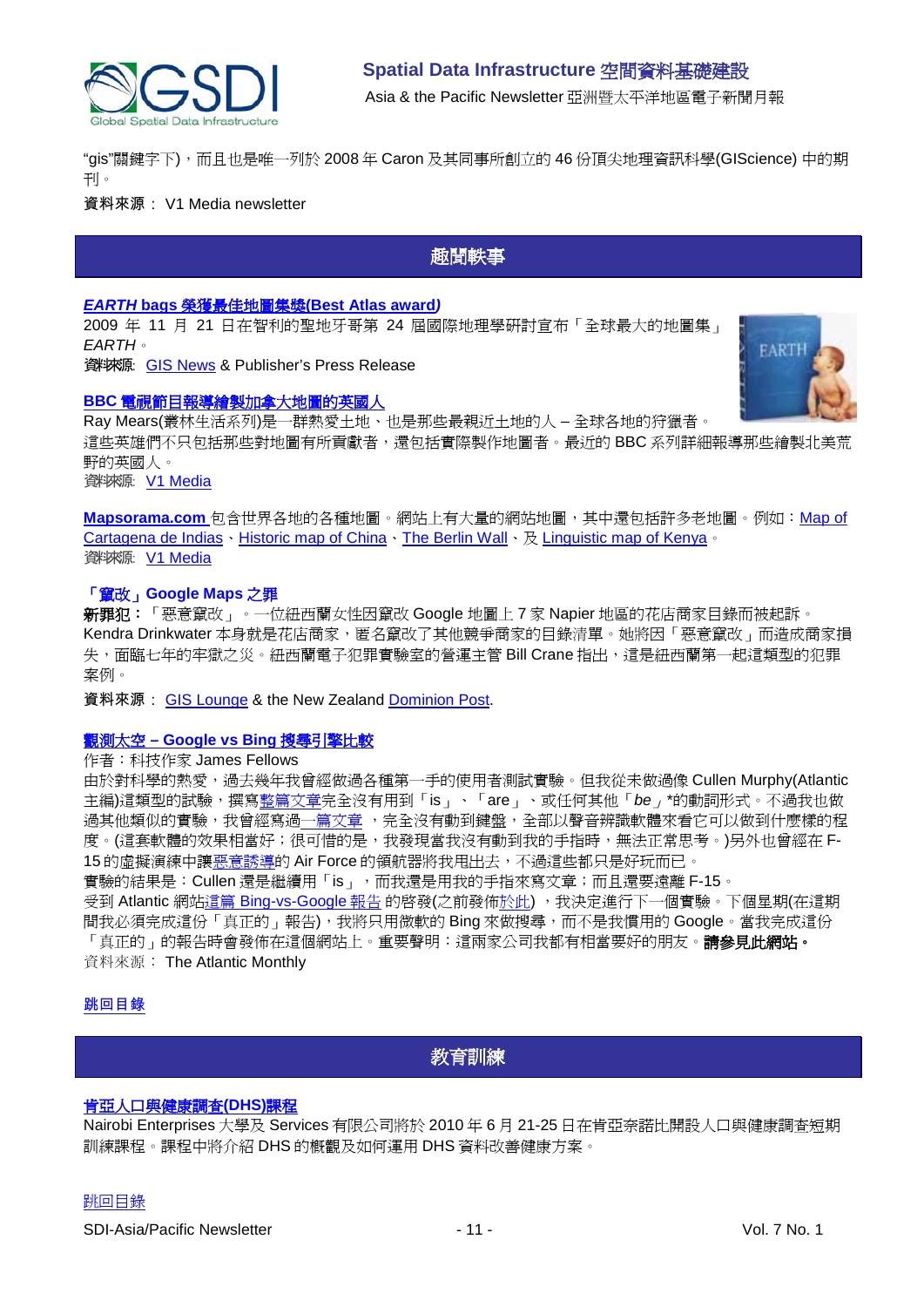"gis"關鍵字下)，而且也是唯一列於 2008 年 Caron 及其同事所創立的 46 份頂尖地理資訊科學(GIScience) 中的期刊。

資料來源： V1 Media newsletter

## 趣聞軼事

***EARTH* bags 榮獲最佳地圖集獎(Best Atlas award)**

2009 年 11 月 21 日在智利的聖地牙哥第 24 屆國際地理學研討宣布「全球最大的地圖集」*EARTH*。

資料來源: GIS News & Publisher's Press Release

**BBC 電視節目報導繪製加拿大地圖的英國人**

Ray Mears(叢林生活系列)是一群熱愛土地、也是那些最親近土地的人 – 全球各地的狩獵者。這些英雄們不只包括那些對地圖有所貢獻者，還包括實際製作地圖者。最近的 BBC 系列詳細報導那些繪製北美荒野的英國人。

資料來源: V1 Media

**Mapsorama.com** 包含世界各地的各種地圖。網站上有大量的網站地圖，其中還包括許多老地圖。例如：Map of Cartagena de Indias、Historic map of China、The Berlin Wall、及 Linguistic map of Kenya。

資料來源: V1 Media

**「竄改」Google Maps 之罪**

**新罪犯：**「惡意竄改」。一位紐西蘭女性因竄改 Google 地圖上 7 家 Napier 地區的花店商家目錄而被起訴。Kendra Drinkwater 本身就是花店商家，匿名竄改了其他競爭商家的目錄清單。她將因「惡意竄改」而造成商家損失，面臨七年的牢獄之災。紐西蘭電子犯罪實驗室的營運主管 Bill Crane 指出，這是紐西蘭第一起這類型的犯罪案例。

資料來源： GIS Lounge & the New Zealand Dominion Post.

**觀測太空 – Google vs Bing 搜尋引擎比較**

作者：科技作家 James Fellows

由於對科學的熱愛，過去幾年我曾經做過各種第一手的使用者測試實驗。但我從未做過像 Cullen Murphy(Atlantic 主編)這類型的試驗，撰寫整篇文章完全沒有用到「is」、「are」、或任何其他「*be*」*的動詞形式。不過我也做過其他類似的實驗，我曾經寫過一篇文章，完全沒有動到鍵盤，全部以聲音辨識軟體來看它可以做到什麼樣的程度。(這套軟體的效果相當好；很可惜的是，我發現當我沒有動到我的手指時，無法正常思考。)另外也曾經在 F-15 的虛擬演練中讓惡意誘導的 Air Force 的領航器將我甩出去，不過這些都只是好玩而已。

實驗的結果是：Cullen 還是繼續用「is」，而我還是用我的手指來寫文章；而且還要遠離 F-15。

受到 Atlantic 網站這篇 Bing-vs-Google 報告 的啓發(之前發佈於此)，我決定進行下一個實驗。下個星期(在這期間我必須完成這份「真正的」報告)，我將只用微軟的 Bing 來做搜尋，而不是我慣用的 Google。當我完成這份「真正的」的報告時會發佈在這個網站上。重要聲明：這兩家公司我都有相當要好的朋友。**請參見此網站。**

資料來源： The Atlantic Monthly

跳回目錄

## 教育訓練

**肯亞人口與健康調查(DHS)課程**

Nairobi Enterprises 大學及 Services 有限公司將於 2010 年 6 月 21-25 日在肯亞奈諾比開設人口與健康調查短期訓練課程。課程中將介紹 DHS 的概觀及如何運用 DHS 資料改善健康方案。

跳回目錄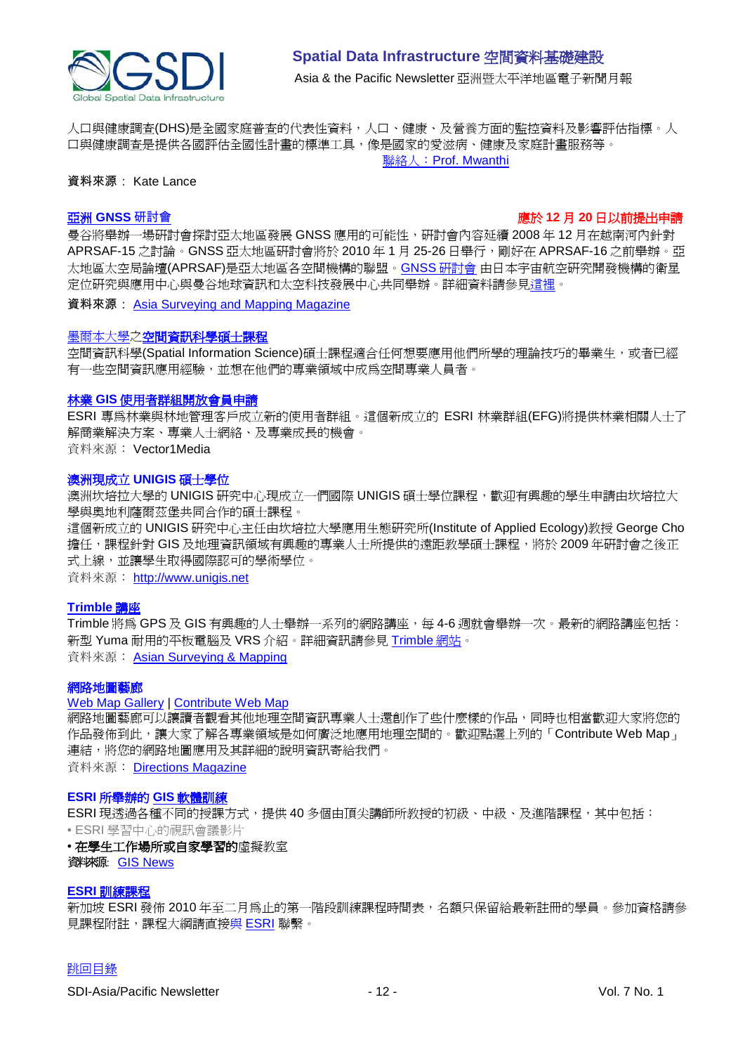人口與健康調查(DHS)是全國家庭普查的代表性資料，人口、健康、及營養方面的監控資料及影響評估指標。人口與健康調查是提供各國評估全國性計畫的標準工具，像是國家的愛滋病、健康及家庭計畫服務等。

聯絡人：Prof. Mwanthi

資料來源： Kate Lance

### 亞洲 GNSS 研討會

**應於 12 月 20 日以前提出申請**

曼谷將舉辦一場研討會探討亞太地區發展 GNSS 應用的可能性，研討會內容延續 2008 年 12 月在越南河內針對 APRSAF-15 之討論。GNSS 亞太地區研討會將於 2010 年 1 月 25-26 日舉行，剛好在 APRSAF-16 之前舉辦。亞太地區太空局論壇(APRSAF)是亞太地區各空間機構的聯盟。GNSS 研討會 由日本宇宙航空研究開發機構的衛星定位研究與應用中心與曼谷地球資訊和太空科技發展中心共同舉辦。詳細資料請參見這裡。

資料來源： Asia Surveying and Mapping Magazine

### 墨爾本大學之空間資訊科學碩士課程

空間資訊科學(Spatial Information Science)碩士課程適合任何想要應用他們所學的理論技巧的畢業生，或者已經有一些空間資訊應用經驗，並想在他們的專業領域中成為空間專業人員者。

### 林業 GIS 使用者群組開放會員申請

ESRI 專為林業與林地管理客戶成立新的使用者群組。這個新成立的 ESRI 林業群組(EFG)將提供林業相關人士了解商業解決方案、專業人士網絡、及專業成長的機會。

資料來源： Vector1Media

### 澳洲現成立 UNIGIS 碩士學位

澳洲坎培拉大學的 UNIGIS 研究中心現成立一們國際 UNIGIS 碩士學位課程，歡迎有興趣的學生申請由坎培拉大學與奧地利薩爾茲堡共同合作的碩士課程。

這個新成立的 UNIGIS 研究中心主任由坎培拉大學應用生態研究所(Institute of Applied Ecology)教授 George Cho 擔任，課程針對 GIS 及地理資訊領域有興趣的專業人士所提供的遠距教學碩士課程，將於 2009 年研討會之後正式上線，並讓學生取得國際認可的學術學位。

資料來源： http://www.unigis.net

### Trimble 講座

Trimble 將為 GPS 及 GIS 有興趣的人士舉辦一系列的網路講座，每 4-6 週就會舉辦一次。最新的網路講座包括：新型 Yuma 耐用的平板電腦及 VRS 介紹。詳細資訊請參見 Trimble 網站。

資料來源： Asian Surveying & Mapping

### 網路地圖藝廊

Web Map Gallery | Contribute Web Map

網路地圖藝廊可以讓讀者觀看其他地理空間資訊專業人士還創作了些什麼樣的作品，同時也相當歡迎大家將您的作品發佈到此，讓大家了解各專業領域是如何廣泛地應用地理空間的。歡迎點選上列的「Contribute Web Map」連結，將您的網路地圖應用及其詳細的說明資訊寄給我們。

資料來源： Directions Magazine

### ESRI 所舉辦的 GIS 軟體訓練

ESRI 現透過各種不同的授課方式，提供 40 多個由頂尖講師所教授的初級、中級、及進階課程，其中包括：

- ESRI 學習中心的視訊會議影片
- 在學生工作場所或自家學習的虛擬教室

資料來源: GIS News

### ESRI 訓練課程

新加坡 ESRI 發佈 2010 年至二月為止的第一階段訓練課程時間表，名額只保留給最新註冊的學員。參加資格請參見課程附註，課程大綱請直接與 ESRI 聯繫。

跳回目錄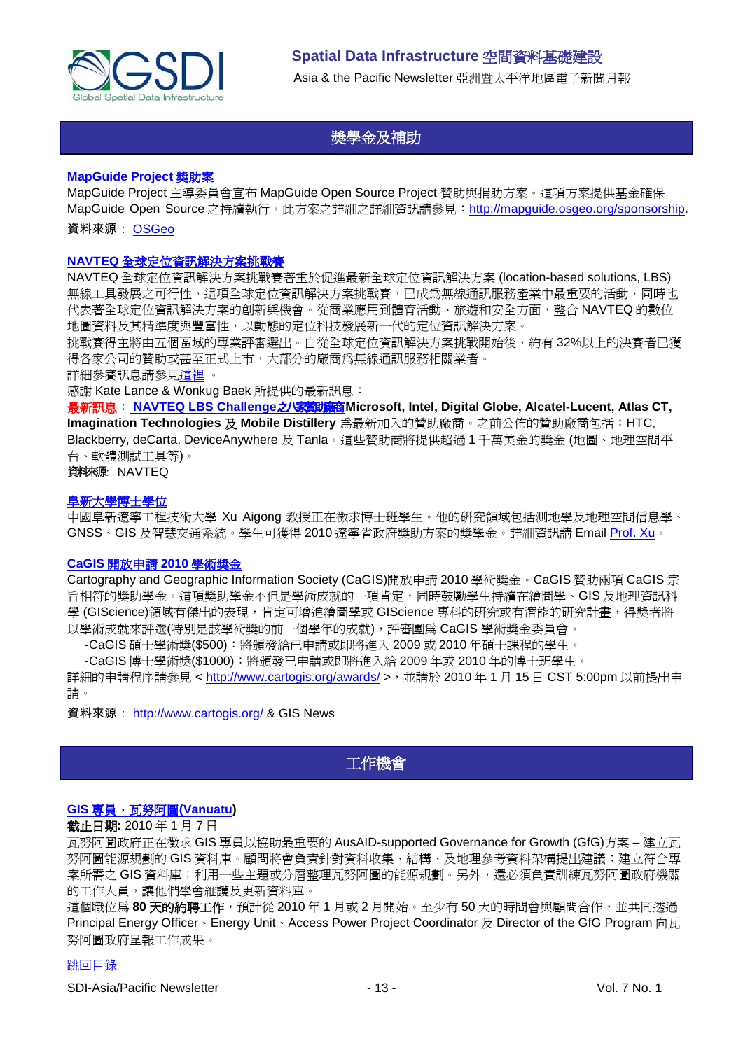## 獎學金及補助

**MapGuide Project 獎助案**

MapGuide Project 主導委員會宣布 MapGuide Open Source Project 贊助與捐助方案。這項方案提供基金確保 MapGuide Open Source 之持續執行。此方案之詳細之詳細資訊請參見：http://mapguide.osgeo.org/sponsorship.

資料來源： OSGeo

**NAVTEQ 全球定位資訊解決方案挑戰賽**

NAVTEQ 全球定位資訊解決方案挑戰賽著重於促進最新全球定位資訊解決方案 (location-based solutions, LBS) 無線工具發展之可行性，這項全球定位資訊解決方案挑戰賽，已成為無線通訊服務產業中最重要的活動，同時也代表著全球定位資訊解決方案的創新與機會。從商業應用到體育活動、旅遊和安全方面，整合 NAVTEQ 的數位地圖資料及其精準度與豐富性，以動態的定位科技發展新一代的定位資訊解決方案。

挑戰賽得主將由五個區域的專業評審選出。自從全球定位資訊解決方案挑戰開始後，約有 32%以上的決賽者已獲得各家公司的贊助或甚至正式上市，大部分的廠商為無線通訊服務相關業者。

詳細參賽訊息請參見這裡 。

感謝 Kate Lance & Wonkug Baek 所提供的最新訊息：

**最新訊息： NAVTEQ LBS Challenge之八家贊助廠商Microsoft, Intel, Digital Globe, Alcatel-Lucent, Atlas CT, Imagination Technologies 及 Mobile Distillery** 為最新加入的贊助廠商。之前公佈的贊助廠商包括：HTC, Blackberry, deCarta, DeviceAnywhere 及 Tanla。這些贊助商將提供超過 1 千萬美金的獎金 (地圖、地理空間平台、軟體測試工具等)。

資料來源: NAVTEQ

**阜新大學博士學位**

中國阜新遼寧工程技術大學 Xu Aigong 教授正在徵求博士班學生。他的研究領域包括測地學及地理空間信息學、GNSS、GIS 及智慧交通系統。學生可獲得 2010 遼寧省政府獎助方案的獎學金。詳細資訊請 Email Prof. Xu。

**CaGIS 開放申請 2010 學術獎金**

Cartography and Geographic Information Society (CaGIS)開放申請 2010 學術獎金。CaGIS 贊助兩項 CaGIS 宗旨相符的獎助學金。這項獎助學金不但是學術成就的一項肯定，同時鼓勵學生持續在繪圖學、GIS 及地理資訊科學 (GIScience)領域有傑出的表現，肯定可增進繪圖學或 GIScience 專科的研究或有潛能的研究計畫，得獎者將以學術成就來評選(特別是該學術獎的前一個學年的成就)，評審團為 CaGIS 學術獎金委員會。

-CaGIS 碩士學術獎($500)：將頒獎給已申請或即將進入 2009 或 2010 年碩士課程的學生。

-CaGIS 博士學術獎($1000)：將頒發已申請或即將進入給 2009 年或 2010 年的博士班學生。

詳細的申請程序請參見 < http://www.cartogis.org/awards/ >，並請於 2010 年 1 月 15 日 CST 5:00pm 以前提出申請。

資料來源： http://www.cartogis.org/ & GIS News

## 工作機會

**GIS 專員，瓦努阿圖(Vanuatu)**

**截止日期:** 2010 年 1 月 7 日

瓦努阿圖政府正在徵求 GIS 專員以協助最重要的 AusAID-supported Governance for Growth (GfG)方案 – 建立瓦努阿圖能源規劃的 GIS 資料庫。顧問將會負責針對資料收集、結構、及地理參考資料架構提出建議；建立符合專案所需之 GIS 資料庫；利用一些主題或分層整理瓦努阿圖的能源規劃。另外，還必須負責訓練瓦努阿圖政府機關的工作人員，讓他們學會維護及更新資料庫。

這個職位為 **80 天的約聘工作**，預計從 2010 年 1 月或 2 月開始。至少有 50 天的時間會與顧問合作，並共同透過 Principal Energy Officer、Energy Unit、Access Power Project Coordinator 及 Director of the GfG Program 向瓦努阿圖政府呈報工作成果。

跳回目錄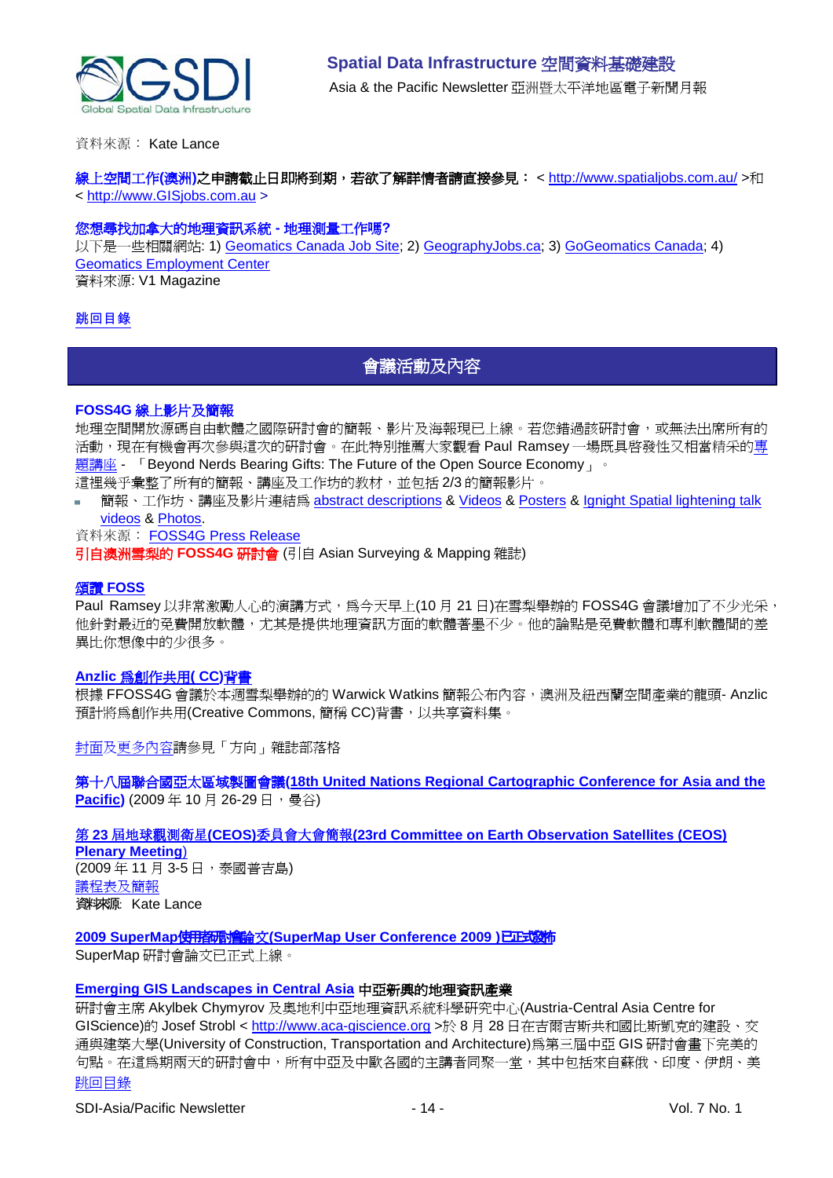資料來源： Kate Lance

**線上空間工作(澳洲)之申請截止日即將到期，若欲了解詳情者請直接參見：** < http://www.spatialjobs.com.au/ >和 < http://www.GISjobs.com.au >

**您想尋找加拿大的地理資訊系統 - 地理測量工作嗎?**

以下是一些相關網站: 1) Geomatics Canada Job Site; 2) GeographyJobs.ca; 3) GoGeomatics Canada; 4) Geomatics Employment Center

資料來源: V1 Magazine

跳回目錄

## 會議活動及內容

**FOSS4G 線上影片及簡報**

地理空間開放源碼自由軟體之國際研討會的簡報、影片及海報現已上線。若您錯過該研討會，或無法出席所有的活動，現在有機會再次參與這次的研討會。在此特別推薦大家觀看 Paul Ramsey 一場既具啓發性又相當精采的專題講座 - 「Beyond Nerds Bearing Gifts: The Future of the Open Source Economy」。

這裡幾乎彙整了所有的簡報、講座及工作坊的教材，並包括 2/3 的簡報影片。

- 簡報、工作坊、講座及影片連結為 abstract descriptions & Videos & Posters & Ignight Spatial lightening talk videos & Photos.

資料來源： FOSS4G Press Release

**引自澳洲雪梨的 FOSS4G 研討會** (引自 Asian Surveying & Mapping 雜誌)

**頌讚 FOSS**

Paul Ramsey 以非常激勵人心的演講方式，為今天早上(10 月 21 日)在雪梨舉辦的 FOSS4G 會議增加了不少光采，他針對最近的免費開放軟體，尤其是提供地理資訊方面的軟體著墨不少。他的論點是免費軟體和專利軟體間的差異比你想像中的少很多。

**Anzlic 為創作共用( CC)背書**

根據 FFOSS4G 會議於本週雪梨舉辦的的 Warwick Watkins 簡報公布內容，澳洲及紐西蘭空間產業的龍頭- Anzlic 預計將為創作共用(Creative Commons, 簡稱 CC)背書，以共享資料集。

封面及更多內容請參見「方向」雜誌部落格

**第十八屆聯合國亞太區域製圖會議(18th United Nations Regional Cartographic Conference for Asia and the Pacific)** (2009 年 10 月 26-29 日，曼谷)

**第 23 屆地球觀測衛星(CEOS)委員會大會簡報(23rd Committee on Earth Observation Satellites (CEOS) Plenary Meeting)**

(2009 年 11 月 3-5 日，泰國普吉島)

議程表及簡報

資料來源: Kate Lance

**2009 SuperMap 使用者研討會論文(SuperMap User Conference 2009 )已正式發佈**

SuperMap 研討會論文已正式上線。

**Emerging GIS Landscapes in Central Asia 中亞新興的地理資訊產業**

研討會主席 Akylbek Chymyrov 及奧地利中亞地理資訊系統科學研究中心(Austria-Central Asia Centre for GIScience)的 Josef Strobl < http://www.aca-giscience.org >於 8 月 28 日在吉爾吉斯共和國比斯凱克的建設、交通與建築大學(University of Construction, Transportation and Architecture)為第三屆中亞 GIS 研討會畫下完美的句點。在這為期兩天的研討會中，所有中亞及中歐各國的主講者同聚一堂，其中包括來自蘇俄、印度、伊朗、美

跳回目錄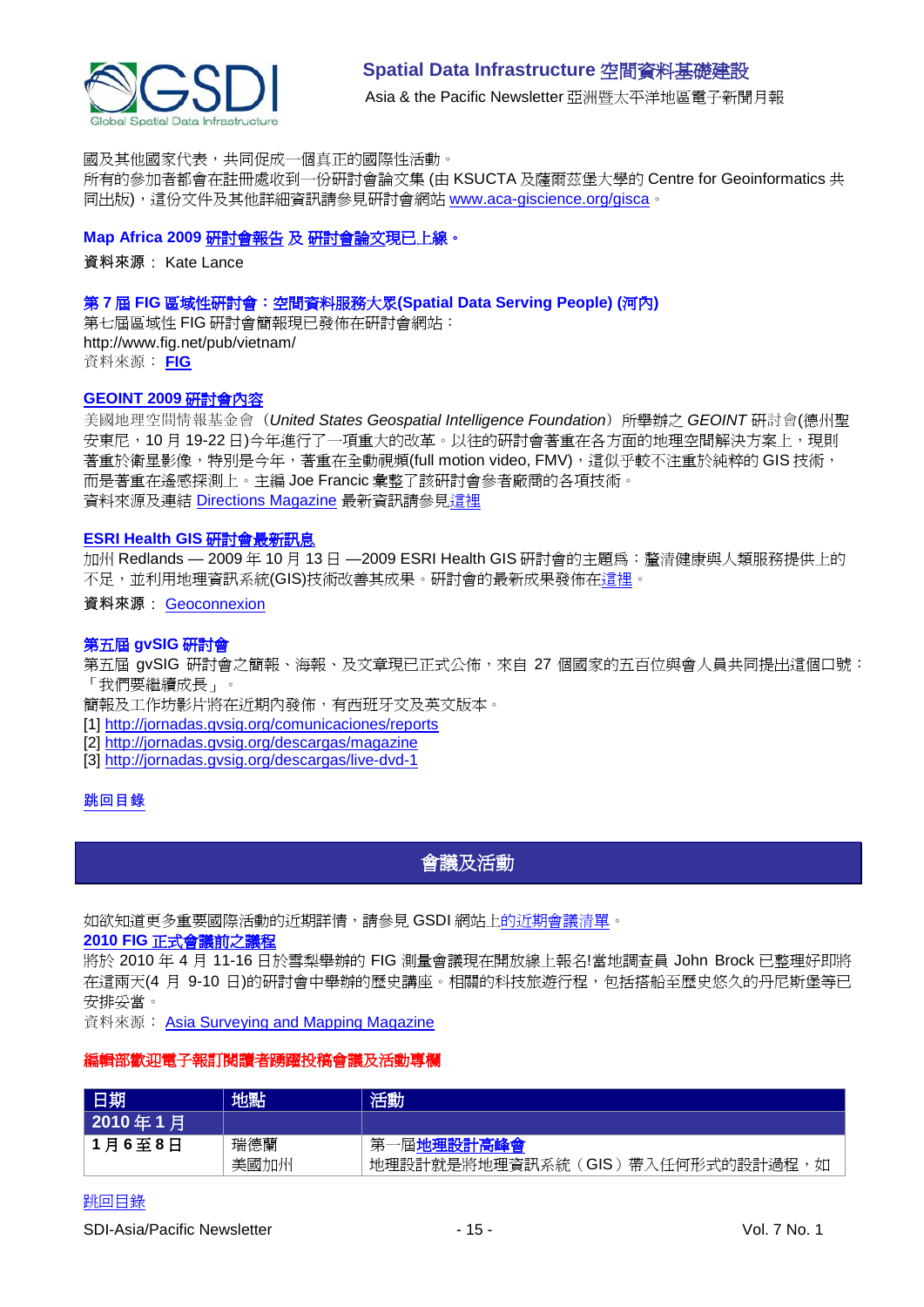國及其他國家代表，共同促成一個真正的國際性活動。

所有的參加者都會在註冊處收到一份研討會論文集 (由 KSUCTA 及薩爾茲堡大學的 Centre for Geoinformatics 共同出版)，這份文件及其他詳細資訊請參見研討會網站 www.aca-giscience.org/gisca。

### Map Africa 2009 研討會報告 及 研討會論文現已上線。

**資料來源**： Kate Lance

### 第 7 屆 FIG 區域性研討會：空間資料服務大眾(Spatial Data Serving People) (河內)

第七屆區域性 FIG 研討會簡報現已發佈在研討會網站：
http://www.fig.net/pub/vietnam/

資料來源： **FIG**

### GEOINT 2009 研討會內容

美國地理空間情報基金會（*United States Geospatial Intelligence Foundation*）所舉辦之 *GEOINT* 研討會(德州聖安東尼，10 月 19-22 日)今年進行了一項重大的改革。以往的研討會著重在各方面的地理空間解決方案上，現則著重於衛星影像，特別是今年，著重在全動視頻(full motion video, FMV)，這似乎較不注重於純粹的 GIS 技術，而是著重在遙感探測上。主編 Joe Francic 彙整了該研討會參者廠商的各項技術。

資料來源及連結 Directions Magazine 最新資訊請參見這裡

### ESRI Health GIS 研討會最新訊息

加州 Redlands — 2009 年 10 月 13 日 —2009 ESRI Health GIS 研討會的主題爲：釐清健康與人類服務提供上的不足，並利用地理資訊系統(GIS)技術改善其成果。研討會的最新成果發佈在這裡。

**資料來源**： Geoconnexion

### 第五屆 gvSIG 研討會

第五屆 gvSIG 研討會之簡報、海報、及文章現已正式公佈，來自 27 個國家的五百位與會人員共同提出這個口號：「我們要繼續成長」。

簡報及工作坊影片將在近期內發佈，有西班牙文及英文版本。

[1] http://jornadas.gvsig.org/comunicaciones/reports
[2] http://jornadas.gvsig.org/descargas/magazine
[3] http://jornadas.gvsig.org/descargas/live-dvd-1

跳回目錄

## 會議及活動

如欲知道更多重要國際活動的近期詳情，請參見 GSDI 網站上的近期會議清單。

### 2010 FIG 正式會議前之議程

將於 2010 年 4 月 11-16 日於雪梨舉辦的 FIG 測量會議現在開放線上報名!當地調查員 John Brock 已整理好即將在這兩天(4 月 9-10 日)的研討會中舉辦的歷史講座。相關的科技旅遊行程，包括搭船至歷史悠久的丹尼斯堡等已安排妥當。

資料來源： Asia Surveying and Mapping Magazine

**編輯部歡迎電子報訂閱讀者踴躍投稿會議及活動專欄**

| 日期 | 地點 | 活動 |
|---|---|---|
| **2010 年 1 月** | | |
| **1 月 6 至 8 日** | 瑞德蘭<br>美國加州 | 第一屆地理設計高峰會<br>地理設計就是將地理資訊系統（GIS）帶入任何形式的設計過程，如 |

跳回目錄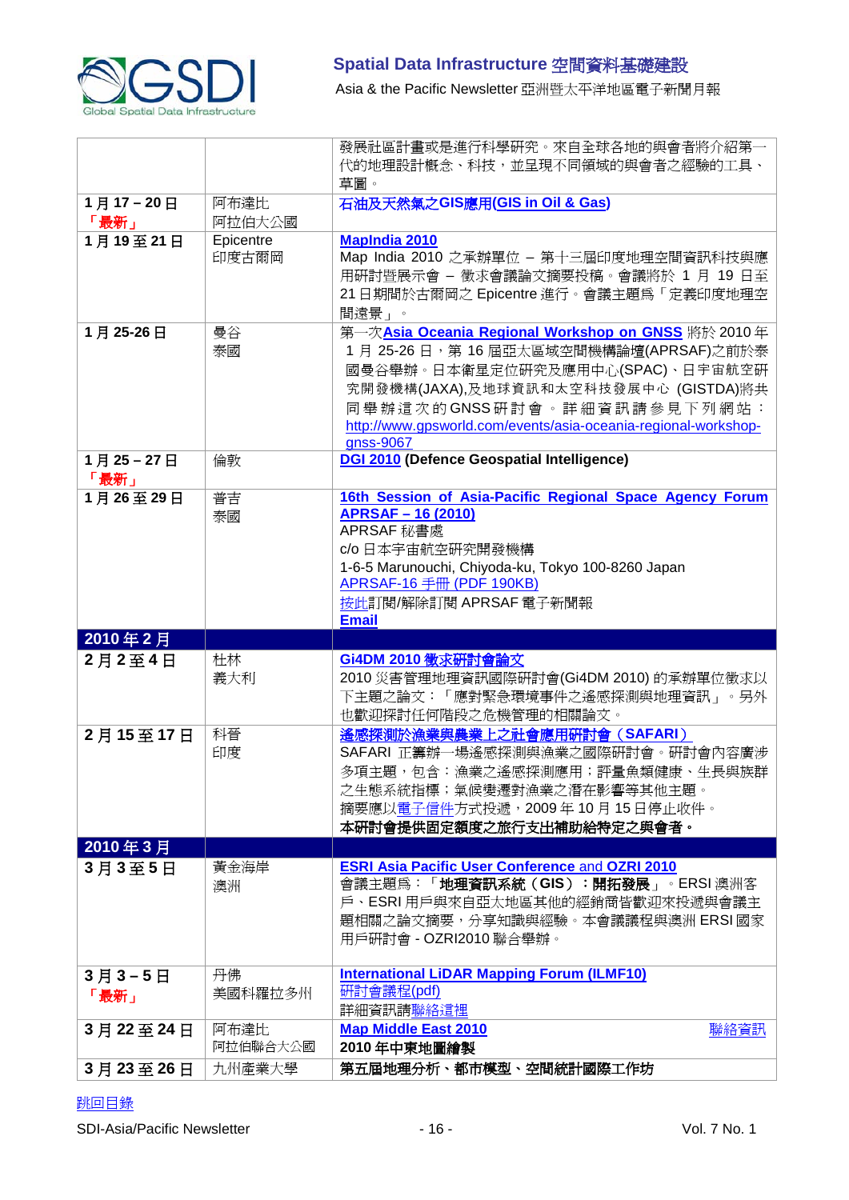| | | |
|---|---|---|
| | | 發展社區計畫或是進行科學研究。來自全球各地的與會者將介紹第一代的地理設計概念、科技，並呈現不同領域的與會者之經驗的工具、草圖。 |
| **1 月 17 – 20 日** **「最新」** | 阿布達比 阿拉伯大公國 | **石油及天然氣之GIS應用(GIS in Oil & Gas)** |
| **1 月 19 至 21 日** | Epicentre 印度古爾岡 | **MapIndia 2010** Map India 2010 之承辦單位 – 第十三屆印度地理空間資訊科技與應用研討暨展示會 – 徵求會議論文摘要投稿。會議將於 1 月 19 日至 21 日期間於古爾岡之 Epicentre 進行。會議主題為「定義印度地理空間遠景」。 |
| **1 月 25-26 日** | 曼谷 泰國 | 第一次**Asia Oceania Regional Workshop on GNSS** 將於 2010 年 1 月 25-26 日，第 16 屆亞太區域空間機構論壇(APRSAF)之前於泰國曼谷舉辦。日本衛星定位研究及應用中心(SPAC)、日宇宙航空研究開發機構(JAXA),及地球資訊和太空科技發展中心 (GISTDA)將共同舉辦這次的GNSS研討會。詳細資訊請參見下列網站：http://www.gpsworld.com/events/asia-oceania-regional-workshop-gnss-9067 |
| **1 月 25 – 27 日** **「最新」** | 倫敦 | **DGI 2010 (Defence Geospatial Intelligence)** |
| **1 月 26 至 29 日** | 普吉 泰國 | **16th Session of Asia-Pacific Regional Space Agency Forum APRSAF – 16 (2010)** APRSAF 秘書處 c/o 日本宇宙航空研究開發機構 1-6-5 Marunouchi, Chiyoda-ku, Tokyo 100-8260 Japan APRSAF-16 手冊 (PDF 190KB) 按此訂閱/解除訂閱 APRSAF 電子新聞報 **Email** |
| **2010 年 2 月** | | |
| **2 月 2 至 4 日** | 杜林 義大利 | **Gi4DM 2010 徵求研討會論文** 2010 災害管理地理資訊國際研討會(Gi4DM 2010) 的承辦單位徵求以下主題之論文：「應對緊急環境事件之遙感探測與地理資訊」。另外也歡迎探討任何階段之危機管理的相關論文。 |
| **2 月 15 至 17 日** | 科晉 印度 | **遙感探測於漁業與農業上之社會應用研討會（SAFARI）** SAFARI 正籌辦一場遙感探測與漁業之國際研討會。研討會內容廣涉多項主題，包含：漁業之遙感探測應用；評量魚類健康、生長與族群之生態系統指標；氣候變遷對漁業之潛在影響等其他主題。 摘要應以電子信件方式投遞，2009 年 10 月 15 日停止收件。 **本研討會提供固定額度之旅行支出補助給特定之與會者。** |
| **2010 年 3 月** | | |
| **3 月 3 至 5 日** | 黃金海岸 澳洲 | **ESRI Asia Pacific User Conference and OZRI 2010** 會議主題為：「**地理資訊系統（GIS）：開拓發展**」。ERSI 澳洲客戶、ESRI 用戶與來自亞太地區其他的經銷商皆歡迎來投遞與會議主題相關之論文摘要，分享知識與經驗。本會議議程與澳洲 ERSI 國家用戶研討會 - OZRI2010 聯合舉辦。 |
| **3 月 3 – 5 日** **「最新」** | 丹佛 美國科羅拉多州 | **International LiDAR Mapping Forum (ILMF10)** 研討會議程(pdf) 詳細資訊請聯絡這裡 |
| **3 月 22 至 24 日** | 阿布達比 阿拉伯聯合大公國 | **Map Middle East 2010** 聯絡資訊 **2010 年中東地圖繪製** |
| **3 月 23 至 26 日** | 九州產業大學 | **第五屆地理分析、都市模型、空間統計國際工作坊** |

跳回目錄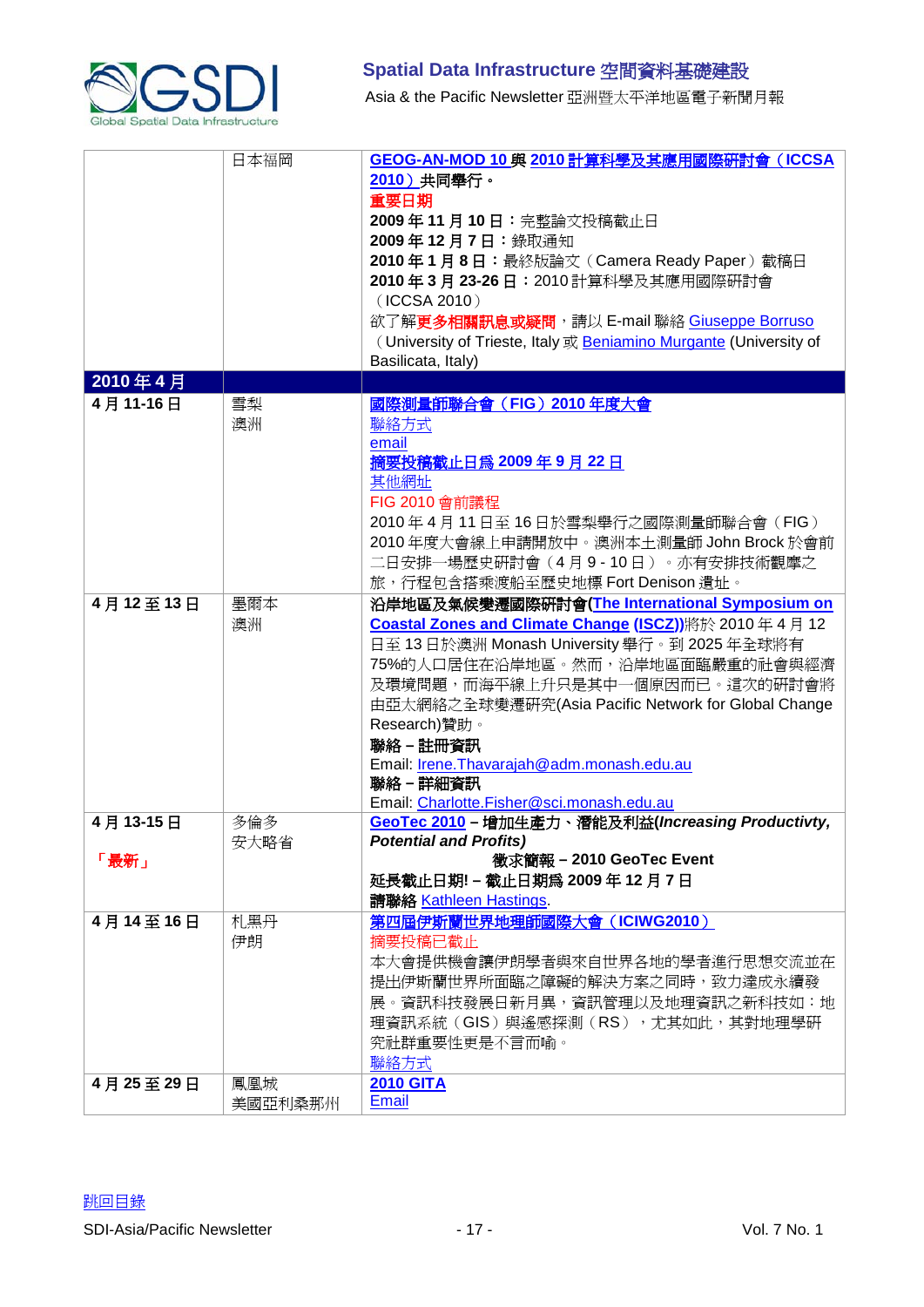| | | |
|---|---|---|
| | 日本福岡 | **GEOG-AN-MOD 10 與 2010 計算科學及其應用國際研討會（ICCSA 2010）共同舉行。**<br>**重要日期**<br>**2009 年 11 月 10 日**：完整論文投稿截止日<br>**2009 年 12 月 7 日**：錄取通知<br>**2010 年 1 月 8 日**：最終版論文（Camera Ready Paper）截稿日<br>**2010 年 3 月 23-26 日**：2010 計算科學及其應用國際研討會（ICCSA 2010）<br>欲了解**更多相關訊息或疑問**，請以 E-mail 聯絡 Giuseppe Borruso（University of Trieste, Italy 或 Beniamino Murgante (University of Basilicata, Italy) |
| **2010 年 4 月** | | |
| **4 月 11-16 日** | 雪梨<br>澳洲 | **國際測量師聯合會（FIG）2010 年度大會**<br>聯絡方式<br>email<br>**摘要投稿截止日為 2009 年 9 月 22 日**<br>其他網址<br>FIG 2010 會前議程<br>2010 年 4 月 11 日至 16 日於雪梨舉行之國際測量師聯合會（FIG）2010 年度大會線上申請開放中。澳洲本土測量師 John Brock 於會前二日安排一場歷史研討會（4 月 9 - 10 日）。亦有安排技術觀摩之旅，行程包含搭乘渡船至歷史地標 Fort Denison 遺址。 |
| **4 月 12 至 13 日** | 墨爾本<br>澳洲 | **沿岸地區及氣候變遷國際研討會(The International Symposium on Coastal Zones and Climate Change (ISCZ))**將於 2010 年 4 月 12 日至 13 日於澳洲 Monash University 舉行。到 2025 年全球將有 75%的人口居住在沿岸地區。然而，沿岸地區面臨嚴重的社會與經濟及環境問題，而海平線上升只是其中一個原因而已。這次的研討會將由亞太網絡之全球變遷研究(Asia Pacific Network for Global Change Research)贊助。<br>**聯絡－註冊資訊**<br>Email: Irene.Thavarajah@adm.monash.edu.au<br>**聯絡－詳細資訊**<br>Email: Charlotte.Fisher@sci.monash.edu.au |
| **4 月 13-15 日**<br><br>「最新」 | 多倫多<br>安大略省 | **GeoTec 2010 – 增加生產力、潛能及利益(*Increasing Productivty, Potential and Profits)***<br>**徵求簡報 – 2010 GeoTec Event**<br>**延長截止日期! – 截止日期為 2009 年 12 月 7 日**<br>**請聯絡** Kathleen Hastings. |
| **4 月 14 至 16 日** | 札黑丹<br>伊朗 | **第四屆伊斯蘭世界地理師國際大會（ICIWG2010）**<br>摘要投稿已截止<br>本大會提供機會讓伊朗學者與來自世界各地的學者進行思想交流並在提出伊斯蘭世界所面臨之障礙的解決方案之同時，致力達成永續發展。資訊科技發展日新月異，資訊管理以及地理資訊之新科技如：地理資訊系統（GIS）與遙感探測（RS），尤其如此，其對地理學研究社群重要性更是不言而喻。<br>聯絡方式 |
| **4 月 25 至 29 日** | 鳳凰城<br>美國亞利桑那州 | **2010 GITA**<br>Email |

跳回目錄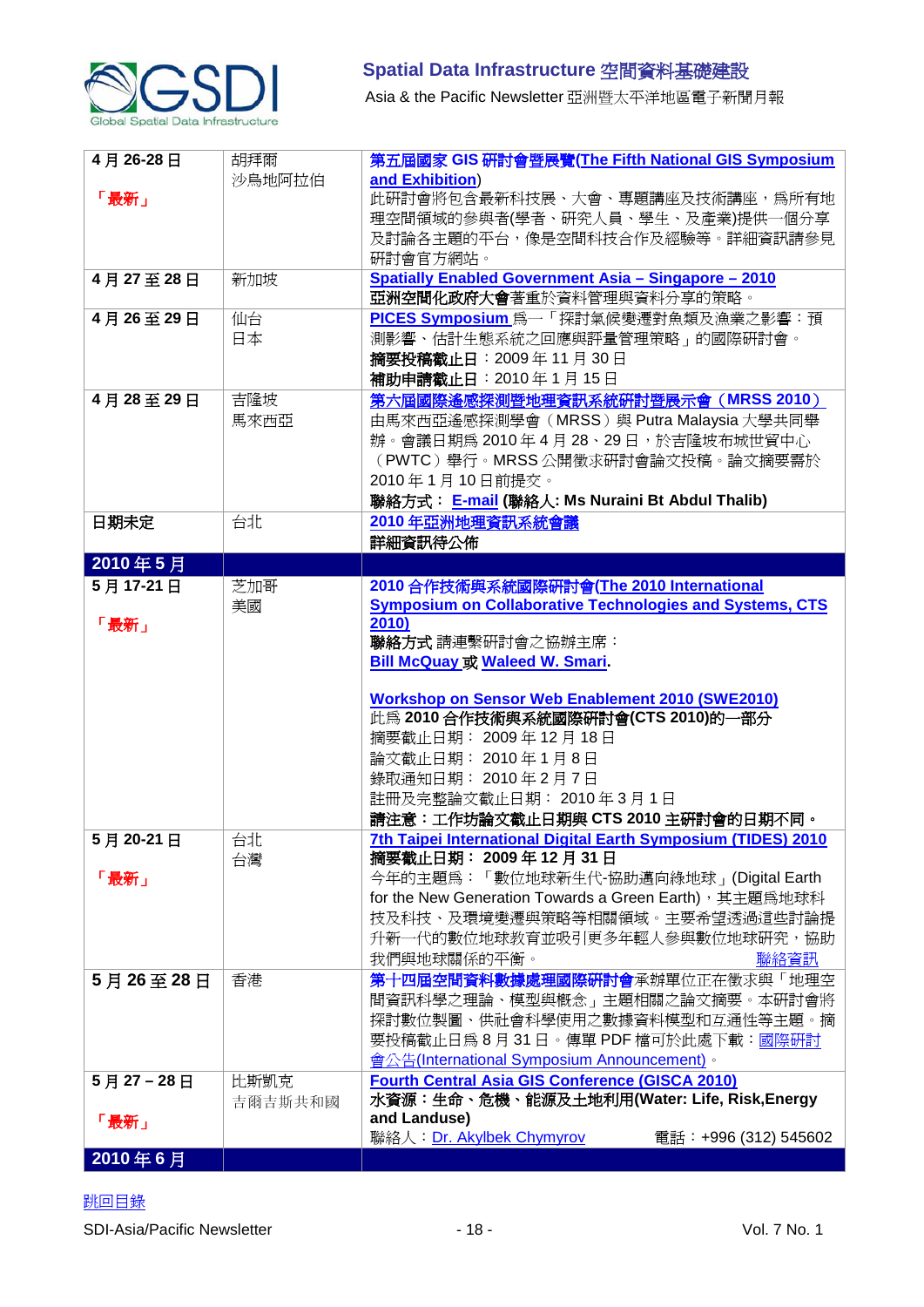| | | |
|---|---|---|
| **4 月 26-28 日**<br><br>「**最新**」 | 胡拜爾<br>沙烏地阿拉伯 | **第五屆國家 GIS 研討會暨展覽(The Fifth National GIS Symposium and Exhibition)**<br>此研討會將包含最新科技展、大會、專題講座及技術講座，為所有地理空間領域的參與者(學者、研究人員、學生、及產業界)提供一個分享及討論各主題的平台，像是空間科技合作及經驗等。詳細資訊請參見研討會官方網站。 |
| **4 月 27 至 28 日** | 新加坡 | **Spatially Enabled Government Asia – Singapore – 2010**<br>**亞洲空間化政府大會**著重於資料管理與資料分享的策略。 |
| **4 月 26 至 29 日** | 仙台<br>日本 | **PICES Symposium** 為一「探討氣候變遷對魚類及漁業之影響：預測影響、估計生態系統之回應與評量管理策略」的國際研討會。<br>**摘要投稿截止日**：2009 年 11 月 30 日<br>**補助申請截止日**：2010 年 1 月 15 日 |
| **4 月 28 至 29 日** | 吉隆坡<br>馬來西亞 | **第六屆國際遙感探測暨地理資訊系統研討暨展示會（MRSS 2010）**<br>由馬來西亞遙感探測學會（MRSS）與 Putra Malaysia 大學共同舉辦。會議日期為 2010 年 4 月 28、29 日，於吉隆坡布城世貿中心（PWTC）舉行。MRSS 公開徵求研討會論文投稿。論文摘要需於 2010 年 1 月 10 日前提交。<br>**聯絡方式： E-mail (聯絡人: Ms Nuraini Bt Abdul Thalib)** |
| **日期未定** | 台北 | **2010 年亞洲地理資訊系統會議**<br>**詳細資訊待公佈** |
| **2010 年 5 月** | | |
| **5 月 17-21 日**<br><br>「**最新**」 | 芝加哥<br>美國 | **2010 合作技術與系統國際研討會(The 2010 International Symposium on Collaborative Technologies and Systems, CTS 2010)**<br>**聯絡方式** 請連繫研討會之協辦主席：<br>**Bill McQuay 或 Waleed W. Smari.**<br><br>**Workshop on Sensor Web Enablement 2010 (SWE2010)**<br>此為 **2010 合作技術與系統國際研討會(CTS 2010)的一部分**<br>摘要截止日期： 2009 年 12 月 18 日<br>論文截止日期： 2010 年 1 月 8 日<br>錄取通知日期： 2010 年 2 月 7 日<br>註冊及完整論文截止日期： 2010 年 3 月 1 日<br>**請注意：工作坊論文截止日期與 CTS 2010 主研討會的日期不同。** |
| **5 月 20-21 日**<br><br>「**最新**」 | 台北<br>台灣 | **7th Taipei International Digital Earth Symposium (TIDES) 2010**<br>**摘要截止日期： 2009 年 12 月 31 日**<br>今年的主題為：「數位地球新生代-協助邁向綠地球」(Digital Earth for the New Generation Towards a Green Earth)，其主題為地球科技及科技、及環境變遷與策略等相關領域。主要希望透過這些討論提升新一代的數位地球教育並吸引更多年輕人參與數位地球研究，協助我們與地球關係的平衡。 聯絡資訊 |
| **5 月 26 至 28 日** | 香港 | **第十四屆空間資料數據處理國際研討會**承辦單位正在徵求與「地理空間資訊科學之理論、模型與概念」主題相關之論文摘要。本研討會將探討數位製圖、供社會科學使用之數據資料模型和互通性等主題。摘要投稿截止日為 8 月 31 日。傳單 PDF 檔可於此處下載：國際研討會公告(International Symposium Announcement)。 |
| **5 月 27 – 28 日**<br><br>「**最新**」 | 比斯凱克<br>吉爾吉斯共和國 | **Fourth Central Asia GIS Conference (GISCA 2010)**<br>**水資源：生命、危機、能源及土地利用(Water: Life, Risk,Energy and Landuse)**<br>聯絡人：Dr. Akylbek Chymyrov 電話：+996 (312) 545602 |
| **2010 年 6 月** | | |

跳回目錄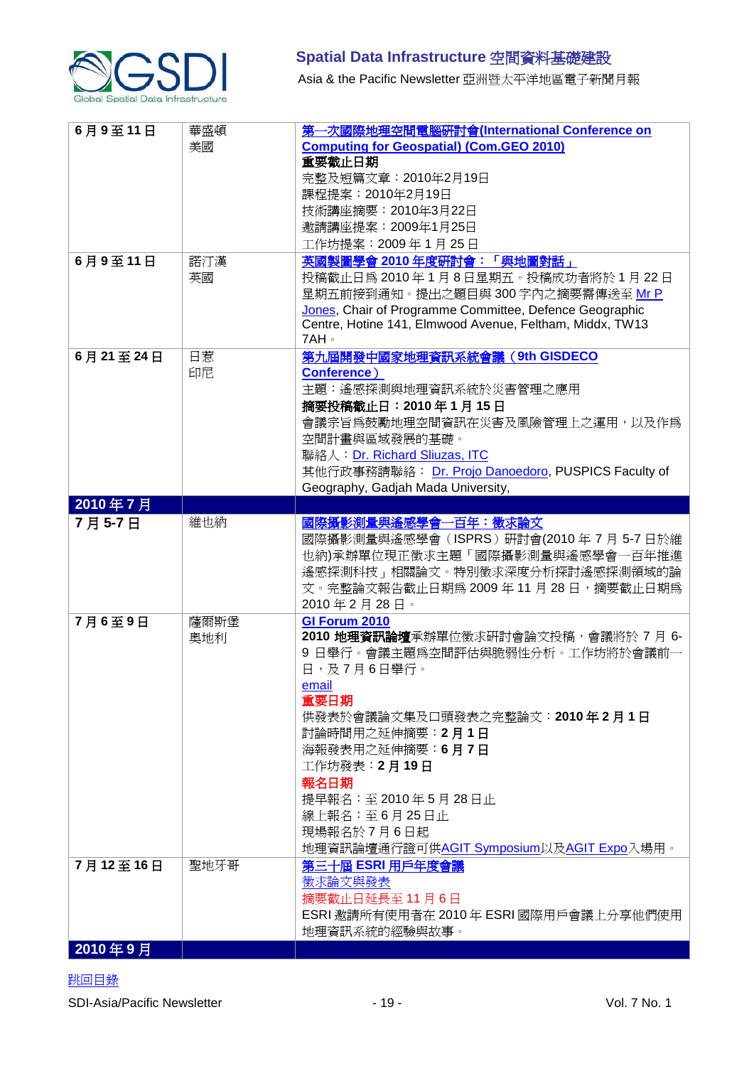| 6 月 9 至 11 日 | 華盛頓<br>美國 | **第一次國際地理空間電腦研討會(International Conference on Computing for Geospatial) (Com.GEO 2010)**<br>**重要截止日期**<br>完整及短篇文章：2010年2月19日<br>課程提案：2010年2月19日<br>技術講座摘要：2010年3月22日<br>邀請講座提案：2009年1月25日<br>工作坊提案：2009 年 1 月 25 日 |
|---|---|---|
| 6 月 9 至 11 日 | 諾汀漢<br>英國 | **英國製圖學會 2010 年度研討會：「與地圖對話」**<br>投稿截止日爲 2010 年 1 月 8 日星期五。投稿成功者將於 1 月 22 日星期五前接到通知。提出之題目與 300 字內之摘要需傳送至 Mr P Jones, Chair of Programme Committee, Defence Geographic Centre, Hotine 141, Elmwood Avenue, Feltham, Middx, TW13 7AH。 |
| 6 月 21 至 24 日 | 日惹<br>印尼 | **第九屆開發中國家地理資訊系統會議（9th GISDECO Conference）**<br>主題：遙感探測與地理資訊系統於災害管理之應用<br>**摘要投稿截止日：2010 年 1 月 15 日**<br>會議宗旨爲鼓勵地理空間資訊在災害及風險管理上之運用，以及作爲空間計畫與區域發展的基礎。<br>聯絡人：Dr. Richard Sliuzas, ITC<br>其他行政事務請聯絡： Dr. Projo Danoedoro, PUSPICS Faculty of Geography, Gadjah Mada University, |
| **2010 年 7 月** | | |
| 7 月 5-7 日 | 維也納 | **國際攝影測量與遙感學會一百年：徵求論文**<br>國際攝影測量與遙感學會（ISPRS）研討會(2010 年 7 月 5-7 日於維也納)承辦單位現正徵求主題「國際攝影測量與遙感學會一百年推進遙感探測科技」相關論文。特別徵求深度分析探討遙感探測領域的論文。完整論文報告截止日期爲 2009 年 11 月 28 日，摘要截止日期爲 2010 年 2 月 28 日。 |
| 7 月 6 至 9 日 | 薩爾斯堡<br>奧地利 | **GI Forum 2010**<br>**2010 地理資訊論壇**承辦單位徵求研討會論文投稿，會議將於 7 月 6-9 日舉行。會議主題爲空間評估與脆弱性分析。工作坊於會議前一日，及 7 月 6 日舉行。<br>email<br>**重要日期**<br>供發表於會議論文集及口頭發表之完整論文：**2010 年 2 月 1 日**<br>討論時間用之延伸摘要：**2 月 1 日**<br>海報發表用之延伸摘要：**6 月 7 日**<br>工作坊發表：**2 月 19 日**<br>**報名日期**<br>提早報名：至 2010 年 5 月 28 日止<br>線上報名：至 6 月 25 日止<br>現場報名於 7 月 6 日起<br>地理資訊論壇通行證可供AGIT Symposium以及AGIT Expo入場用。 |
| 7 月 12 至 16 日 | 聖地牙哥 | **第三十屆 ESRI 用戶年度會議**<br>徵求論文與發表<br>摘要截止日延長至 11 月 6 日<br>ESRI 邀請所有使用者在 2010 年 ESRI 國際用戶會議上分享他們使用地理資訊系統的經驗與故事。 |
| **2010 年 9 月** | | |

跳回目錄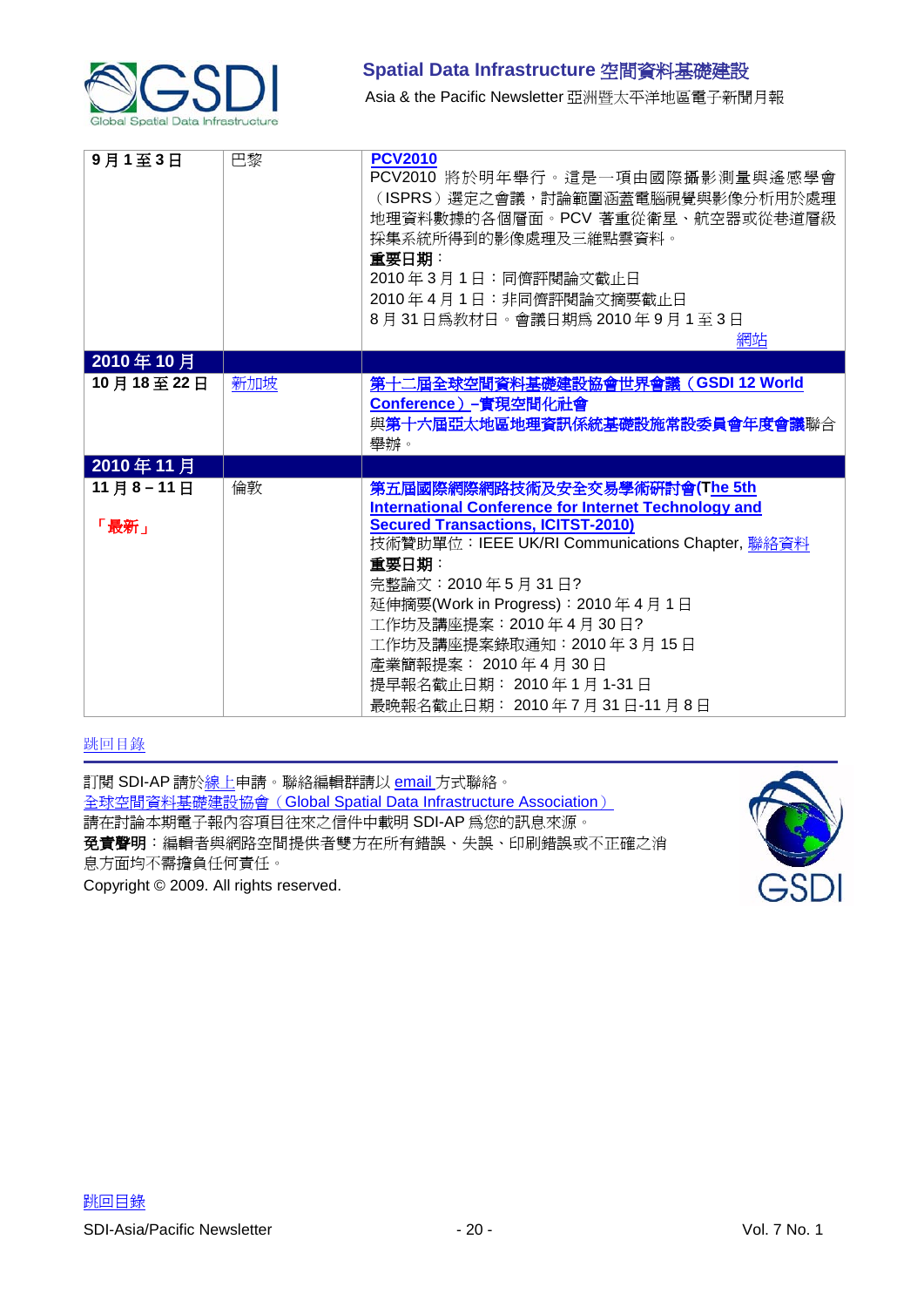| | | |
|---|---|---|
| **9 月 1 至 3 日** | 巴黎 | **PCV2010**<br>PCV2010 將於明年舉行。這是一項由國際攝影測量與遙感學會（ISPRS）選定之會議，討論範圍涵蓋電腦視覺與影像分析用於處理地理資料數據的各個層面。PCV 著重從衛星、航空器或從巷道層級採集系統所得到的影像處理及三維點雲資料。<br>**重要日期：**<br>2010 年 3 月 1 日：同儕評閱論文截止日<br>2010 年 4 月 1 日：非同儕評閱論文摘要截止日<br>8 月 31 日爲教材日。會議日期爲 2010 年 9 月 1 至 3 日<br>網站 |
| **2010 年 10 月** | | |
| **10 月 18 至 22 日** | 新加坡 | **第十二屆全球空間資料基礎建設協會世界會議（GSDI 12 World Conference）–實現空間化社會**<br>與**第十六屆亞太地區地理資訊係統基礎設施常設委員會年度會議**聯合舉辦。 |
| **2010 年 11 月** | | |
| **11 月 8 – 11 日**<br><br>**「最新」** | 倫敦 | **第五屆國際網際網路技術及安全交易學術研討會(The 5th International Conference for Internet Technology and Secured Transactions, ICITST-2010)**<br>技術贊助單位：IEEE UK/RI Communications Chapter, 聯絡資料<br>**重要日期：**<br>完整論文：2010 年 5 月 31 日?<br>延伸摘要(Work in Progress)：2010 年 4 月 1 日<br>工作坊及講座提案：2010 年 4 月 30 日?<br>工作坊及講座提案錄取通知：2010 年 3 月 15 日<br>產業簡報提案： 2010 年 4 月 30 日<br>提早報名截止日期： 2010 年 1 月 1-31 日<br>最晚報名截止日期： 2010 年 7 月 31 日-11 月 8 日 |

跳回目錄

訂閱 SDI-AP 請於線上申請。聯絡編輯群請以 email 方式聯絡。
全球空間資料基礎建設協會（Global Spatial Data Infrastructure Association）
請在討論本期電子報內容項目往來之信件中載明 SDI-AP 爲您的訊息來源。
**免責聲明**：編輯者與網路空間提供者雙方在所有錯誤、失誤、印刷錯誤或不正確之消息方面均不需擔負任何責任。
Copyright © 2009. All rights reserved.

跳回目錄